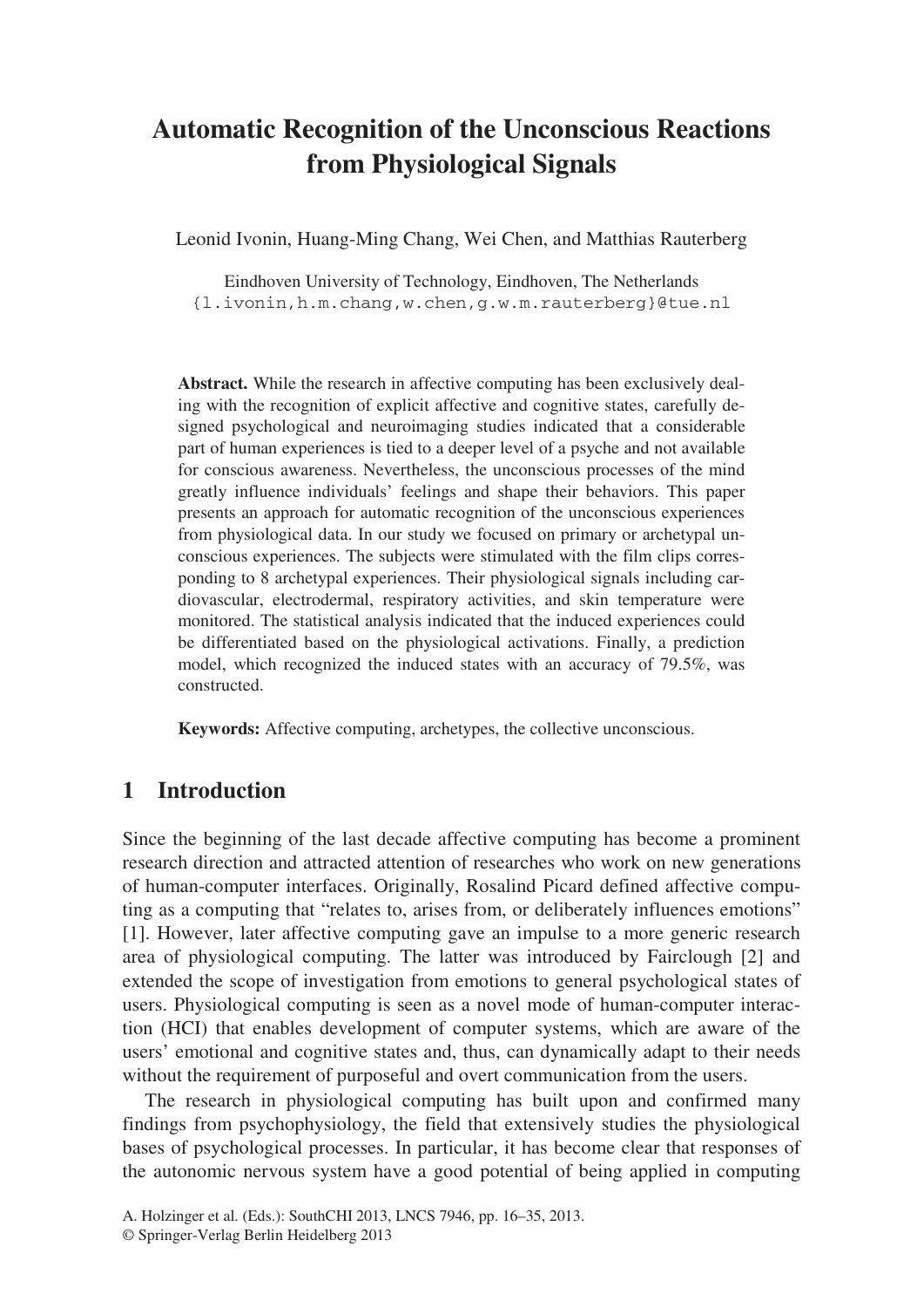# Automatic Recognition of the Unconscious Reactions from Physiological Signals

Leonid Ivonin, Huang-Ming Chang, Wei Chen, and Matthias Rauterberg

Eindhoven University of Technology, Eindhoven, The Netherlands
{l.ivonin,h.m.chang,w.chen,g.w.m.rauterberg}@tue.nl

**Abstract.** While the research in affective computing has been exclusively dealing with the recognition of explicit affective and cognitive states, carefully designed psychological and neuroimaging studies indicated that a considerable part of human experiences is tied to a deeper level of a psyche and not available for conscious awareness. Nevertheless, the unconscious processes of the mind greatly influence individuals' feelings and shape their behaviors. This paper presents an approach for automatic recognition of the unconscious experiences from physiological data. In our study we focused on primary or archetypal unconscious experiences. The subjects were stimulated with the film clips corresponding to 8 archetypal experiences. Their physiological signals including cardiovascular, electrodermal, respiratory activities, and skin temperature were monitored. The statistical analysis indicated that the induced experiences could be differentiated based on the physiological activations. Finally, a prediction model, which recognized the induced states with an accuracy of 79.5%, was constructed.

**Keywords:** Affective computing, archetypes, the collective unconscious.

## 1 Introduction

Since the beginning of the last decade affective computing has become a prominent research direction and attracted attention of researches who work on new generations of human-computer interfaces. Originally, Rosalind Picard defined affective computing as a computing that "relates to, arises from, or deliberately influences emotions" [1]. However, later affective computing gave an impulse to a more generic research area of physiological computing. The latter was introduced by Fairclough [2] and extended the scope of investigation from emotions to general psychological states of users. Physiological computing is seen as a novel mode of human-computer interaction (HCI) that enables development of computer systems, which are aware of the users' emotional and cognitive states and, thus, can dynamically adapt to their needs without the requirement of purposeful and overt communication from the users.

The research in physiological computing has built upon and confirmed many findings from psychophysiology, the field that extensively studies the physiological bases of psychological processes. In particular, it has become clear that responses of the autonomic nervous system have a good potential of being applied in computing

A. Holzinger et al. (Eds.): SouthCHI 2013, LNCS 7946, pp. 16–35, 2013.
© Springer-Verlag Berlin Heidelberg 2013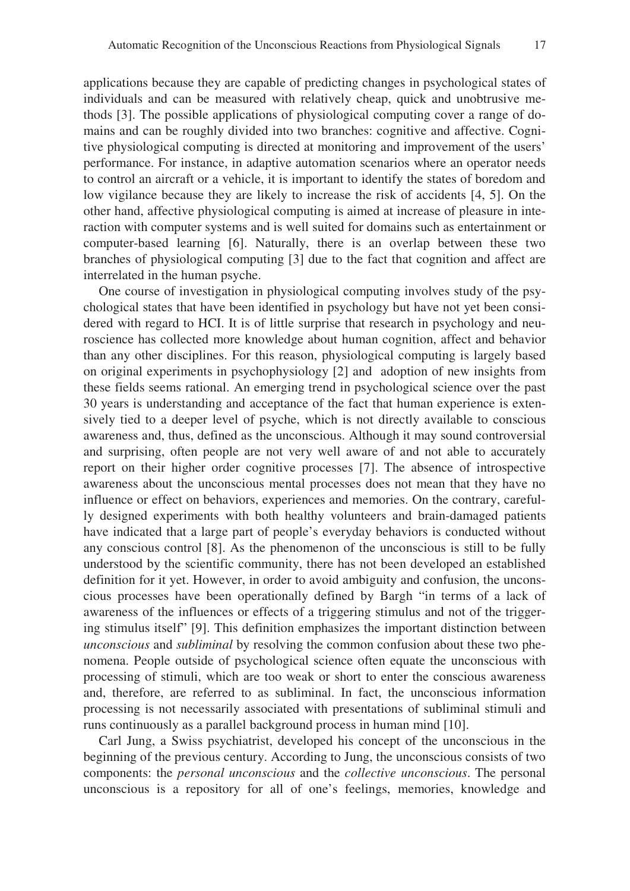applications because they are capable of predicting changes in psychological states of individuals and can be measured with relatively cheap, quick and unobtrusive methods [3]. The possible applications of physiological computing cover a range of domains and can be roughly divided into two branches: cognitive and affective. Cognitive physiological computing is directed at monitoring and improvement of the users' performance. For instance, in adaptive automation scenarios where an operator needs to control an aircraft or a vehicle, it is important to identify the states of boredom and low vigilance because they are likely to increase the risk of accidents [4, 5]. On the other hand, affective physiological computing is aimed at increase of pleasure in interaction with computer systems and is well suited for domains such as entertainment or computer-based learning [6]. Naturally, there is an overlap between these two branches of physiological computing [3] due to the fact that cognition and affect are interrelated in the human psyche.

One course of investigation in physiological computing involves study of the psychological states that have been identified in psychology but have not yet been considered with regard to HCI. It is of little surprise that research in psychology and neuroscience has collected more knowledge about human cognition, affect and behavior than any other disciplines. For this reason, physiological computing is largely based on original experiments in psychophysiology [2] and adoption of new insights from these fields seems rational. An emerging trend in psychological science over the past 30 years is understanding and acceptance of the fact that human experience is extensively tied to a deeper level of psyche, which is not directly available to conscious awareness and, thus, defined as the unconscious. Although it may sound controversial and surprising, often people are not very well aware of and not able to accurately report on their higher order cognitive processes [7]. The absence of introspective awareness about the unconscious mental processes does not mean that they have no influence or effect on behaviors, experiences and memories. On the contrary, carefully designed experiments with both healthy volunteers and brain-damaged patients have indicated that a large part of people's everyday behaviors is conducted without any conscious control [8]. As the phenomenon of the unconscious is still to be fully understood by the scientific community, there has not been developed an established definition for it yet. However, in order to avoid ambiguity and confusion, the unconscious processes have been operationally defined by Bargh "in terms of a lack of awareness of the influences or effects of a triggering stimulus and not of the triggering stimulus itself" [9]. This definition emphasizes the important distinction between *unconscious* and *subliminal* by resolving the common confusion about these two phenomena. People outside of psychological science often equate the unconscious with processing of stimuli, which are too weak or short to enter the conscious awareness and, therefore, are referred to as subliminal. In fact, the unconscious information processing is not necessarily associated with presentations of subliminal stimuli and runs continuously as a parallel background process in human mind [10].

Carl Jung, a Swiss psychiatrist, developed his concept of the unconscious in the beginning of the previous century. According to Jung, the unconscious consists of two components: the *personal unconscious* and the *collective unconscious*. The personal unconscious is a repository for all of one's feelings, memories, knowledge and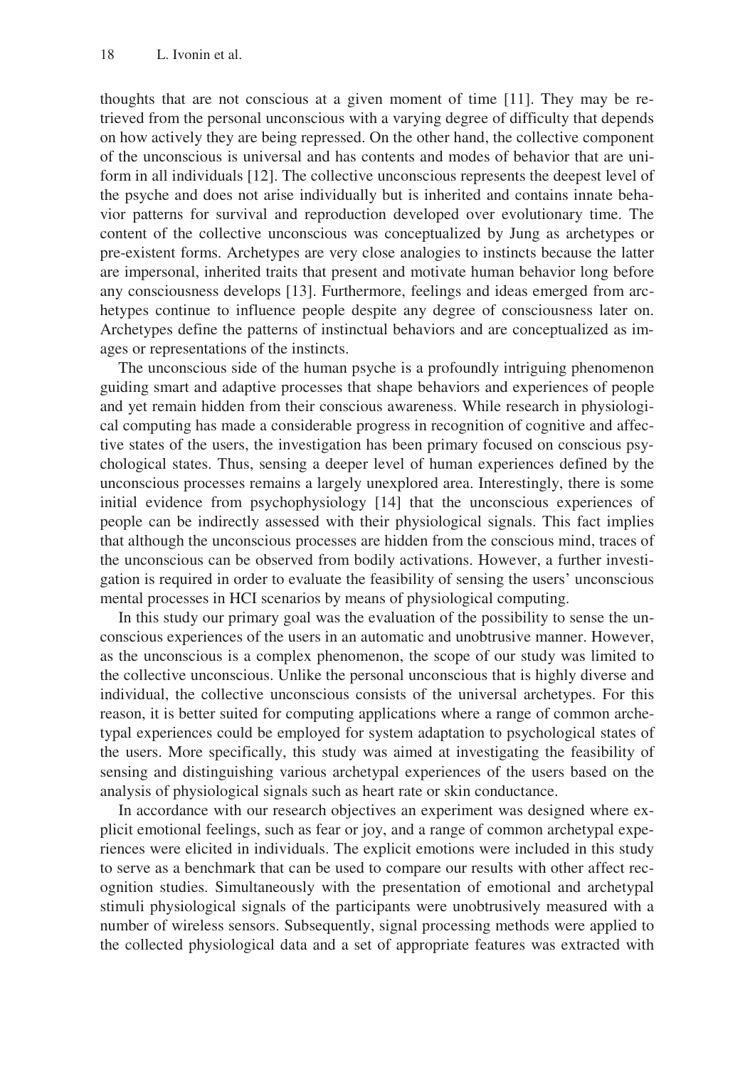thoughts that are not conscious at a given moment of time [11]. They may be retrieved from the personal unconscious with a varying degree of difficulty that depends on how actively they are being repressed. On the other hand, the collective component of the unconscious is universal and has contents and modes of behavior that are uniform in all individuals [12]. The collective unconscious represents the deepest level of the psyche and does not arise individually but is inherited and contains innate behavior patterns for survival and reproduction developed over evolutionary time. The content of the collective unconscious was conceptualized by Jung as archetypes or pre-existent forms. Archetypes are very close analogies to instincts because the latter are impersonal, inherited traits that present and motivate human behavior long before any consciousness develops [13]. Furthermore, feelings and ideas emerged from archetypes continue to influence people despite any degree of consciousness later on. Archetypes define the patterns of instinctual behaviors and are conceptualized as images or representations of the instincts.

The unconscious side of the human psyche is a profoundly intriguing phenomenon guiding smart and adaptive processes that shape behaviors and experiences of people and yet remain hidden from their conscious awareness. While research in physiological computing has made a considerable progress in recognition of cognitive and affective states of the users, the investigation has been primary focused on conscious psychological states. Thus, sensing a deeper level of human experiences defined by the unconscious processes remains a largely unexplored area. Interestingly, there is some initial evidence from psychophysiology [14] that the unconscious experiences of people can be indirectly assessed with their physiological signals. This fact implies that although the unconscious processes are hidden from the conscious mind, traces of the unconscious can be observed from bodily activations. However, a further investigation is required in order to evaluate the feasibility of sensing the users' unconscious mental processes in HCI scenarios by means of physiological computing.

In this study our primary goal was the evaluation of the possibility to sense the unconscious experiences of the users in an automatic and unobtrusive manner. However, as the unconscious is a complex phenomenon, the scope of our study was limited to the collective unconscious. Unlike the personal unconscious that is highly diverse and individual, the collective unconscious consists of the universal archetypes. For this reason, it is better suited for computing applications where a range of common archetypal experiences could be employed for system adaptation to psychological states of the users. More specifically, this study was aimed at investigating the feasibility of sensing and distinguishing various archetypal experiences of the users based on the analysis of physiological signals such as heart rate or skin conductance.

In accordance with our research objectives an experiment was designed where explicit emotional feelings, such as fear or joy, and a range of common archetypal experiences were elicited in individuals. The explicit emotions were included in this study to serve as a benchmark that can be used to compare our results with other affect recognition studies. Simultaneously with the presentation of emotional and archetypal stimuli physiological signals of the participants were unobtrusively measured with a number of wireless sensors. Subsequently, signal processing methods were applied to the collected physiological data and a set of appropriate features was extracted with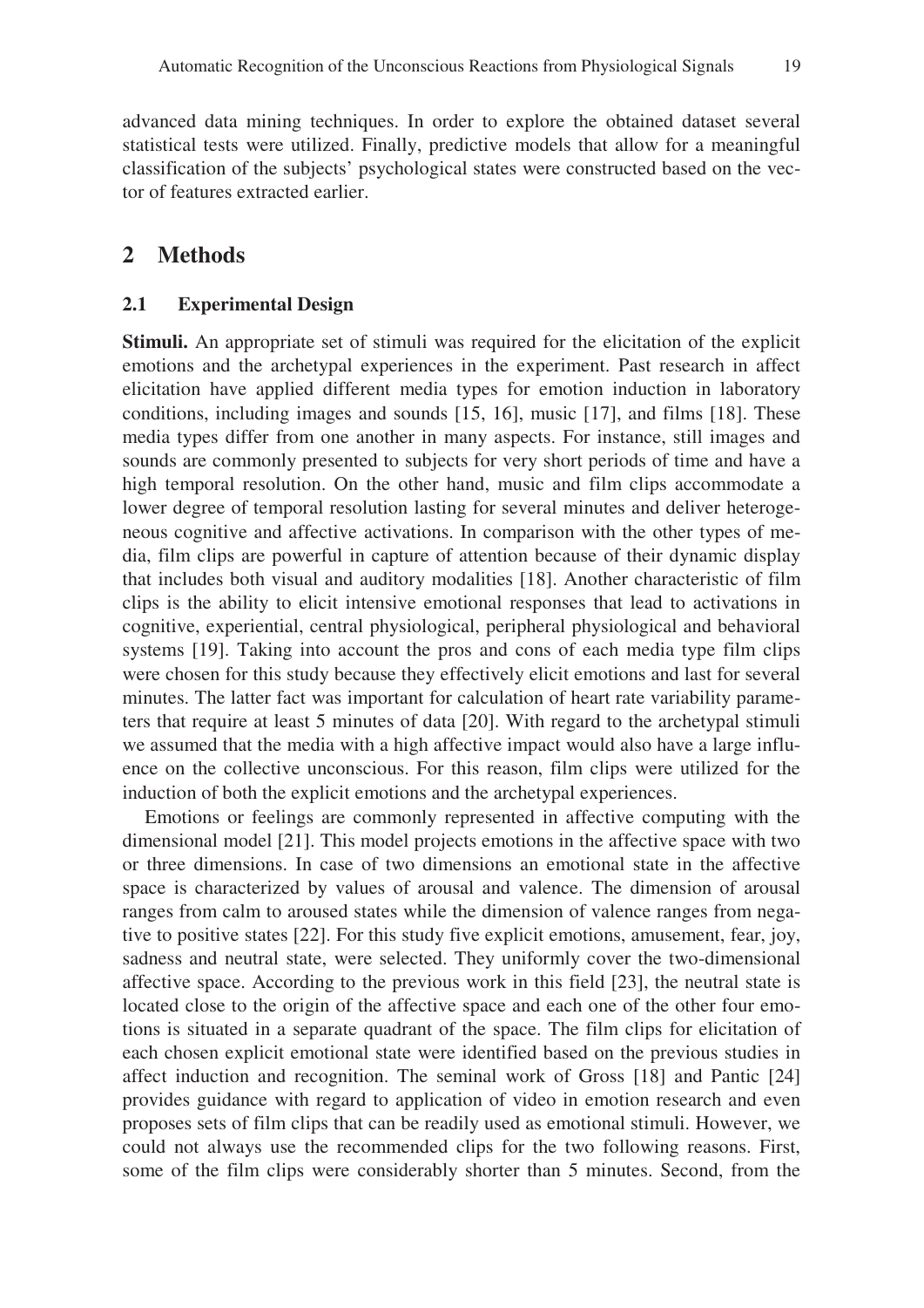advanced data mining techniques. In order to explore the obtained dataset several statistical tests were utilized. Finally, predictive models that allow for a meaningful classification of the subjects' psychological states were constructed based on the vector of features extracted earlier.

## 2 Methods

### 2.1 Experimental Design

**Stimuli.** An appropriate set of stimuli was required for the elicitation of the explicit emotions and the archetypal experiences in the experiment. Past research in affect elicitation have applied different media types for emotion induction in laboratory conditions, including images and sounds [15, 16], music [17], and films [18]. These media types differ from one another in many aspects. For instance, still images and sounds are commonly presented to subjects for very short periods of time and have a high temporal resolution. On the other hand, music and film clips accommodate a lower degree of temporal resolution lasting for several minutes and deliver heterogeneous cognitive and affective activations. In comparison with the other types of media, film clips are powerful in capture of attention because of their dynamic display that includes both visual and auditory modalities [18]. Another characteristic of film clips is the ability to elicit intensive emotional responses that lead to activations in cognitive, experiential, central physiological, peripheral physiological and behavioral systems [19]. Taking into account the pros and cons of each media type film clips were chosen for this study because they effectively elicit emotions and last for several minutes. The latter fact was important for calculation of heart rate variability parameters that require at least 5 minutes of data [20]. With regard to the archetypal stimuli we assumed that the media with a high affective impact would also have a large influence on the collective unconscious. For this reason, film clips were utilized for the induction of both the explicit emotions and the archetypal experiences.

Emotions or feelings are commonly represented in affective computing with the dimensional model [21]. This model projects emotions in the affective space with two or three dimensions. In case of two dimensions an emotional state in the affective space is characterized by values of arousal and valence. The dimension of arousal ranges from calm to aroused states while the dimension of valence ranges from negative to positive states [22]. For this study five explicit emotions, amusement, fear, joy, sadness and neutral state, were selected. They uniformly cover the two-dimensional affective space. According to the previous work in this field [23], the neutral state is located close to the origin of the affective space and each one of the other four emotions is situated in a separate quadrant of the space. The film clips for elicitation of each chosen explicit emotional state were identified based on the previous studies in affect induction and recognition. The seminal work of Gross [18] and Pantic [24] provides guidance with regard to application of video in emotion research and even proposes sets of film clips that can be readily used as emotional stimuli. However, we could not always use the recommended clips for the two following reasons. First, some of the film clips were considerably shorter than 5 minutes. Second, from the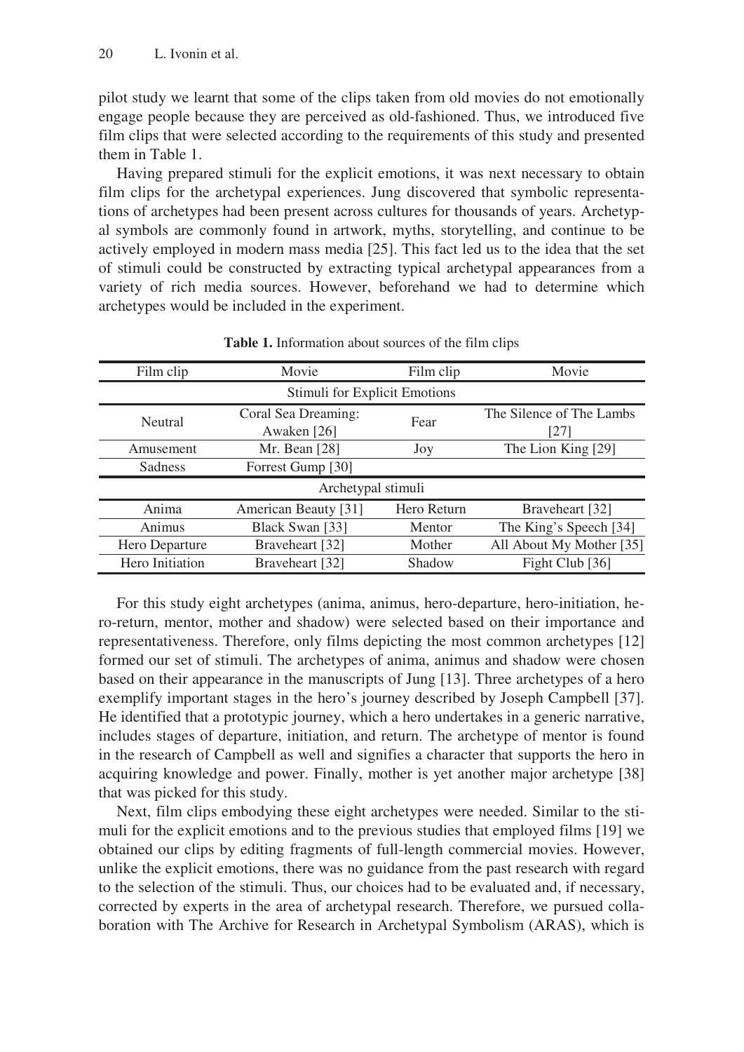pilot study we learnt that some of the clips taken from old movies do not emotionally engage people because they are perceived as old-fashioned. Thus, we introduced five film clips that were selected according to the requirements of this study and presented them in Table 1.

Having prepared stimuli for the explicit emotions, it was next necessary to obtain film clips for the archetypal experiences. Jung discovered that symbolic representations of archetypes had been present across cultures for thousands of years. Archetypal symbols are commonly found in artwork, myths, storytelling, and continue to be actively employed in modern mass media [25]. This fact led us to the idea that the set of stimuli could be constructed by extracting typical archetypal appearances from a variety of rich media sources. However, beforehand we had to determine which archetypes would be included in the experiment.

**Table 1.** Information about sources of the film clips

| Film clip | Movie | Film clip | Movie |
|---|---|---|---|
| Stimuli for Explicit Emotions | | | |
| Neutral | Coral Sea Dreaming: Awaken [26] | Fear | The Silence of The Lambs [27] |
| Amusement | Mr. Bean [28] | Joy | The Lion King [29] |
| Sadness | Forrest Gump [30] | | |
| Archetypal stimuli | | | |
| Anima | American Beauty [31] | Hero Return | Braveheart [32] |
| Animus | Black Swan [33] | Mentor | The King's Speech [34] |
| Hero Departure | Braveheart [32] | Mother | All About My Mother [35] |
| Hero Initiation | Braveheart [32] | Shadow | Fight Club [36] |

For this study eight archetypes (anima, animus, hero-departure, hero-initiation, hero-return, mentor, mother and shadow) were selected based on their importance and representativeness. Therefore, only films depicting the most common archetypes [12] formed our set of stimuli. The archetypes of anima, animus and shadow were chosen based on their appearance in the manuscripts of Jung [13]. Three archetypes of a hero exemplify important stages in the hero's journey described by Joseph Campbell [37]. He identified that a prototypic journey, which a hero undertakes in a generic narrative, includes stages of departure, initiation, and return. The archetype of mentor is found in the research of Campbell as well and signifies a character that supports the hero in acquiring knowledge and power. Finally, mother is yet another major archetype [38] that was picked for this study.

Next, film clips embodying these eight archetypes were needed. Similar to the stimuli for the explicit emotions and to the previous studies that employed films [19] we obtained our clips by editing fragments of full-length commercial movies. However, unlike the explicit emotions, there was no guidance from the past research with regard to the selection of the stimuli. Thus, our choices had to be evaluated and, if necessary, corrected by experts in the area of archetypal research. Therefore, we pursued collaboration with The Archive for Research in Archetypal Symbolism (ARAS), which is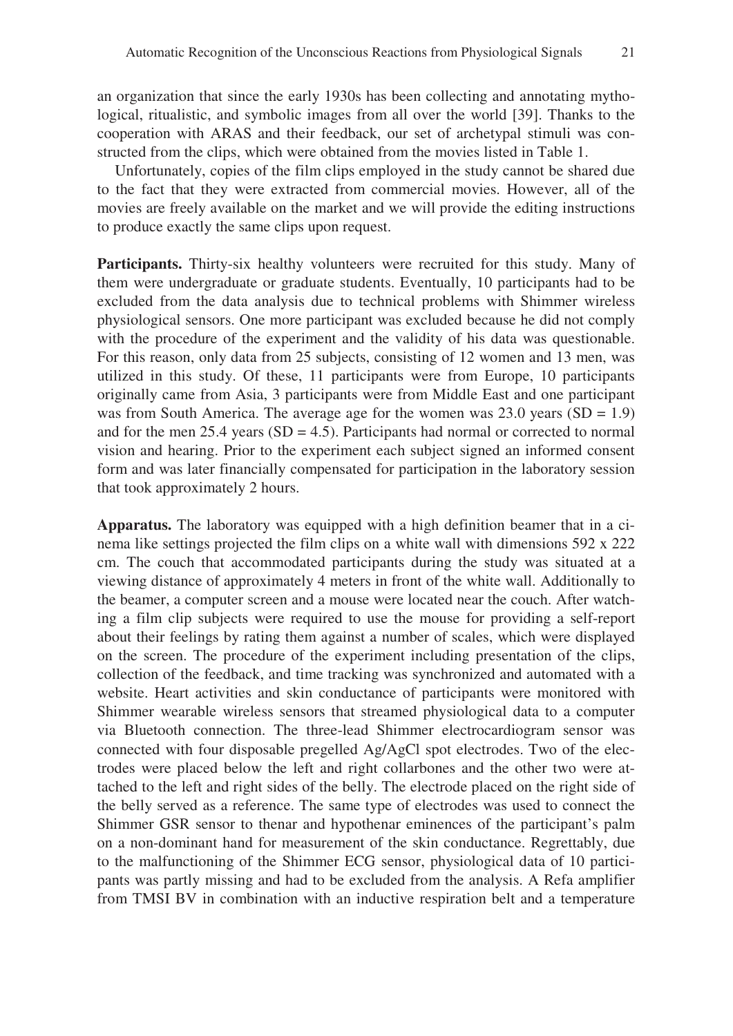an organization that since the early 1930s has been collecting and annotating mythological, ritualistic, and symbolic images from all over the world [39]. Thanks to the cooperation with ARAS and their feedback, our set of archetypal stimuli was constructed from the clips, which were obtained from the movies listed in Table 1.

Unfortunately, copies of the film clips employed in the study cannot be shared due to the fact that they were extracted from commercial movies. However, all of the movies are freely available on the market and we will provide the editing instructions to produce exactly the same clips upon request.

**Participants.** Thirty-six healthy volunteers were recruited for this study. Many of them were undergraduate or graduate students. Eventually, 10 participants had to be excluded from the data analysis due to technical problems with Shimmer wireless physiological sensors. One more participant was excluded because he did not comply with the procedure of the experiment and the validity of his data was questionable. For this reason, only data from 25 subjects, consisting of 12 women and 13 men, was utilized in this study. Of these, 11 participants were from Europe, 10 participants originally came from Asia, 3 participants were from Middle East and one participant was from South America. The average age for the women was 23.0 years (SD = 1.9) and for the men 25.4 years (SD = 4.5). Participants had normal or corrected to normal vision and hearing. Prior to the experiment each subject signed an informed consent form and was later financially compensated for participation in the laboratory session that took approximately 2 hours.

**Apparatus.** The laboratory was equipped with a high definition beamer that in a cinema like settings projected the film clips on a white wall with dimensions 592 x 222 cm. The couch that accommodated participants during the study was situated at a viewing distance of approximately 4 meters in front of the white wall. Additionally to the beamer, a computer screen and a mouse were located near the couch. After watching a film clip subjects were required to use the mouse for providing a self-report about their feelings by rating them against a number of scales, which were displayed on the screen. The procedure of the experiment including presentation of the clips, collection of the feedback, and time tracking was synchronized and automated with a website. Heart activities and skin conductance of participants were monitored with Shimmer wearable wireless sensors that streamed physiological data to a computer via Bluetooth connection. The three-lead Shimmer electrocardiogram sensor was connected with four disposable pregelled Ag/AgCl spot electrodes. Two of the electrodes were placed below the left and right collarbones and the other two were attached to the left and right sides of the belly. The electrode placed on the right side of the belly served as a reference. The same type of electrodes was used to connect the Shimmer GSR sensor to thenar and hypothenar eminences of the participant's palm on a non-dominant hand for measurement of the skin conductance. Regrettably, due to the malfunctioning of the Shimmer ECG sensor, physiological data of 10 participants was partly missing and had to be excluded from the analysis. A Refa amplifier from TMSI BV in combination with an inductive respiration belt and a temperature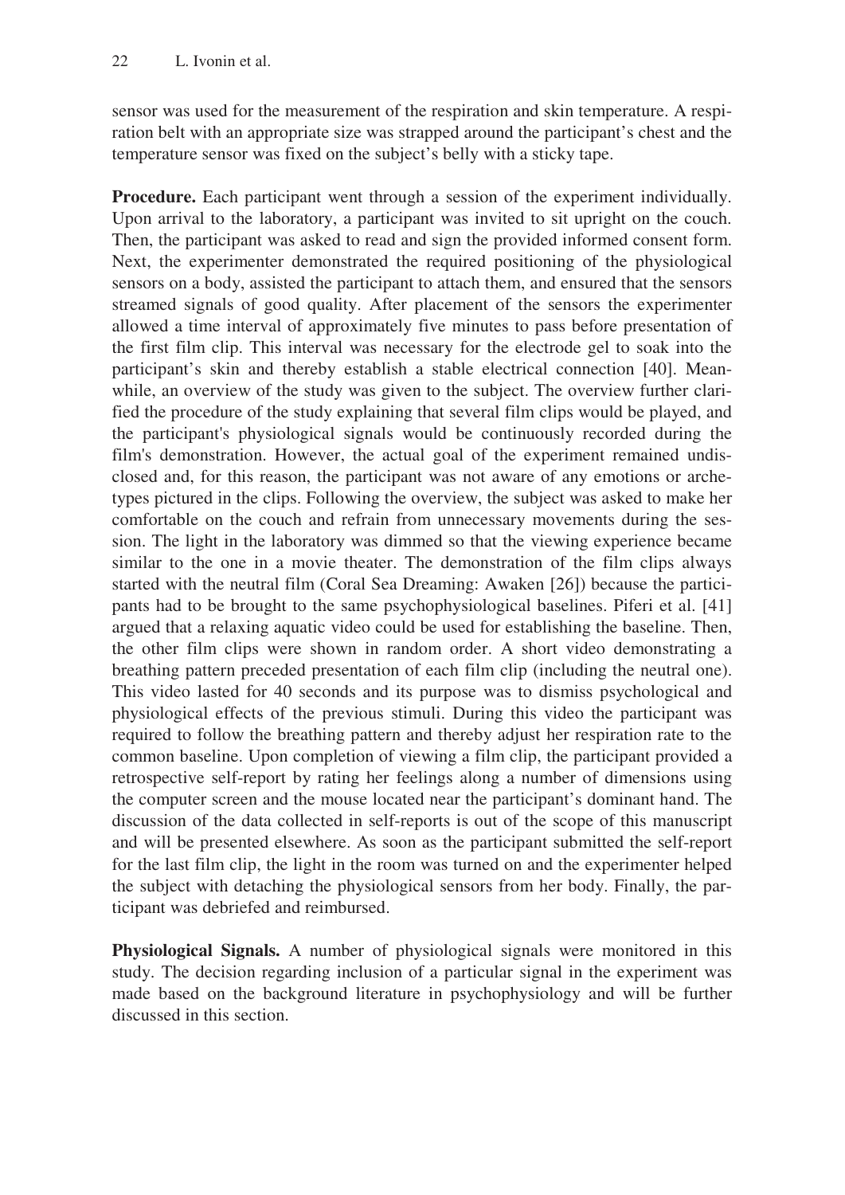sensor was used for the measurement of the respiration and skin temperature. A respiration belt with an appropriate size was strapped around the participant's chest and the temperature sensor was fixed on the subject's belly with a sticky tape.

**Procedure.** Each participant went through a session of the experiment individually. Upon arrival to the laboratory, a participant was invited to sit upright on the couch. Then, the participant was asked to read and sign the provided informed consent form. Next, the experimenter demonstrated the required positioning of the physiological sensors on a body, assisted the participant to attach them, and ensured that the sensors streamed signals of good quality. After placement of the sensors the experimenter allowed a time interval of approximately five minutes to pass before presentation of the first film clip. This interval was necessary for the electrode gel to soak into the participant's skin and thereby establish a stable electrical connection [40]. Meanwhile, an overview of the study was given to the subject. The overview further clarified the procedure of the study explaining that several film clips would be played, and the participant's physiological signals would be continuously recorded during the film's demonstration. However, the actual goal of the experiment remained undisclosed and, for this reason, the participant was not aware of any emotions or archetypes pictured in the clips. Following the overview, the subject was asked to make her comfortable on the couch and refrain from unnecessary movements during the session. The light in the laboratory was dimmed so that the viewing experience became similar to the one in a movie theater. The demonstration of the film clips always started with the neutral film (Coral Sea Dreaming: Awaken [26]) because the participants had to be brought to the same psychophysiological baselines. Piferi et al. [41] argued that a relaxing aquatic video could be used for establishing the baseline. Then, the other film clips were shown in random order. A short video demonstrating a breathing pattern preceded presentation of each film clip (including the neutral one). This video lasted for 40 seconds and its purpose was to dismiss psychological and physiological effects of the previous stimuli. During this video the participant was required to follow the breathing pattern and thereby adjust her respiration rate to the common baseline. Upon completion of viewing a film clip, the participant provided a retrospective self-report by rating her feelings along a number of dimensions using the computer screen and the mouse located near the participant's dominant hand. The discussion of the data collected in self-reports is out of the scope of this manuscript and will be presented elsewhere. As soon as the participant submitted the self-report for the last film clip, the light in the room was turned on and the experimenter helped the subject with detaching the physiological sensors from her body. Finally, the participant was debriefed and reimbursed.

**Physiological Signals.** A number of physiological signals were monitored in this study. The decision regarding inclusion of a particular signal in the experiment was made based on the background literature in psychophysiology and will be further discussed in this section.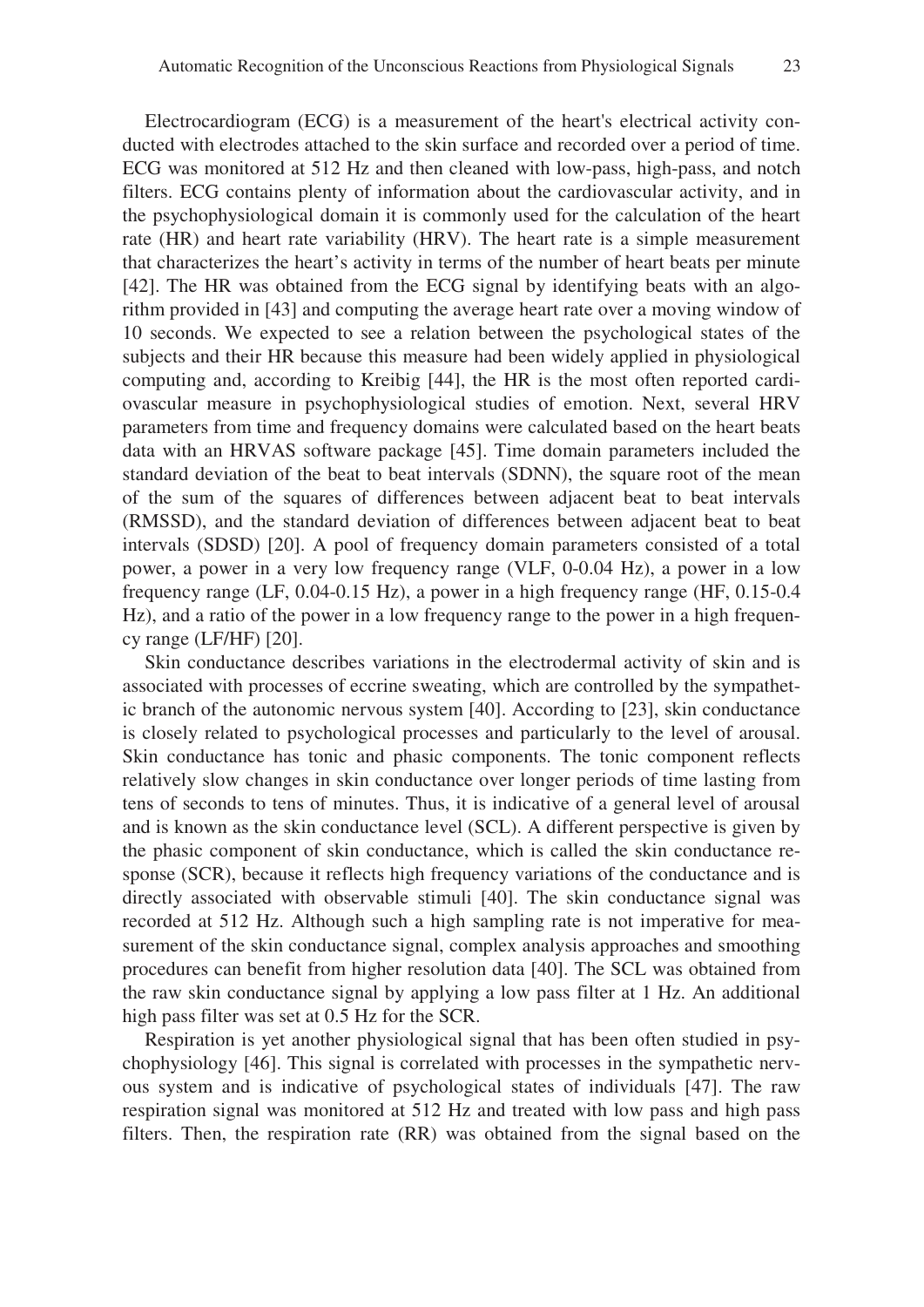Electrocardiogram (ECG) is a measurement of the heart's electrical activity conducted with electrodes attached to the skin surface and recorded over a period of time. ECG was monitored at 512 Hz and then cleaned with low-pass, high-pass, and notch filters. ECG contains plenty of information about the cardiovascular activity, and in the psychophysiological domain it is commonly used for the calculation of the heart rate (HR) and heart rate variability (HRV). The heart rate is a simple measurement that characterizes the heart's activity in terms of the number of heart beats per minute [42]. The HR was obtained from the ECG signal by identifying beats with an algorithm provided in [43] and computing the average heart rate over a moving window of 10 seconds. We expected to see a relation between the psychological states of the subjects and their HR because this measure had been widely applied in physiological computing and, according to Kreibig [44], the HR is the most often reported cardiovascular measure in psychophysiological studies of emotion. Next, several HRV parameters from time and frequency domains were calculated based on the heart beats data with an HRVAS software package [45]. Time domain parameters included the standard deviation of the beat to beat intervals (SDNN), the square root of the mean of the sum of the squares of differences between adjacent beat to beat intervals (RMSSD), and the standard deviation of differences between adjacent beat to beat intervals (SDSD) [20]. A pool of frequency domain parameters consisted of a total power, a power in a very low frequency range (VLF, 0-0.04 Hz), a power in a low frequency range (LF, 0.04-0.15 Hz), a power in a high frequency range (HF, 0.15-0.4 Hz), and a ratio of the power in a low frequency range to the power in a high frequency range (LF/HF) [20].

Skin conductance describes variations in the electrodermal activity of skin and is associated with processes of eccrine sweating, which are controlled by the sympathetic branch of the autonomic nervous system [40]. According to [23], skin conductance is closely related to psychological processes and particularly to the level of arousal. Skin conductance has tonic and phasic components. The tonic component reflects relatively slow changes in skin conductance over longer periods of time lasting from tens of seconds to tens of minutes. Thus, it is indicative of a general level of arousal and is known as the skin conductance level (SCL). A different perspective is given by the phasic component of skin conductance, which is called the skin conductance response (SCR), because it reflects high frequency variations of the conductance and is directly associated with observable stimuli [40]. The skin conductance signal was recorded at 512 Hz. Although such a high sampling rate is not imperative for measurement of the skin conductance signal, complex analysis approaches and smoothing procedures can benefit from higher resolution data [40]. The SCL was obtained from the raw skin conductance signal by applying a low pass filter at 1 Hz. An additional high pass filter was set at 0.5 Hz for the SCR.

Respiration is yet another physiological signal that has been often studied in psychophysiology [46]. This signal is correlated with processes in the sympathetic nervous system and is indicative of psychological states of individuals [47]. The raw respiration signal was monitored at 512 Hz and treated with low pass and high pass filters. Then, the respiration rate (RR) was obtained from the signal based on the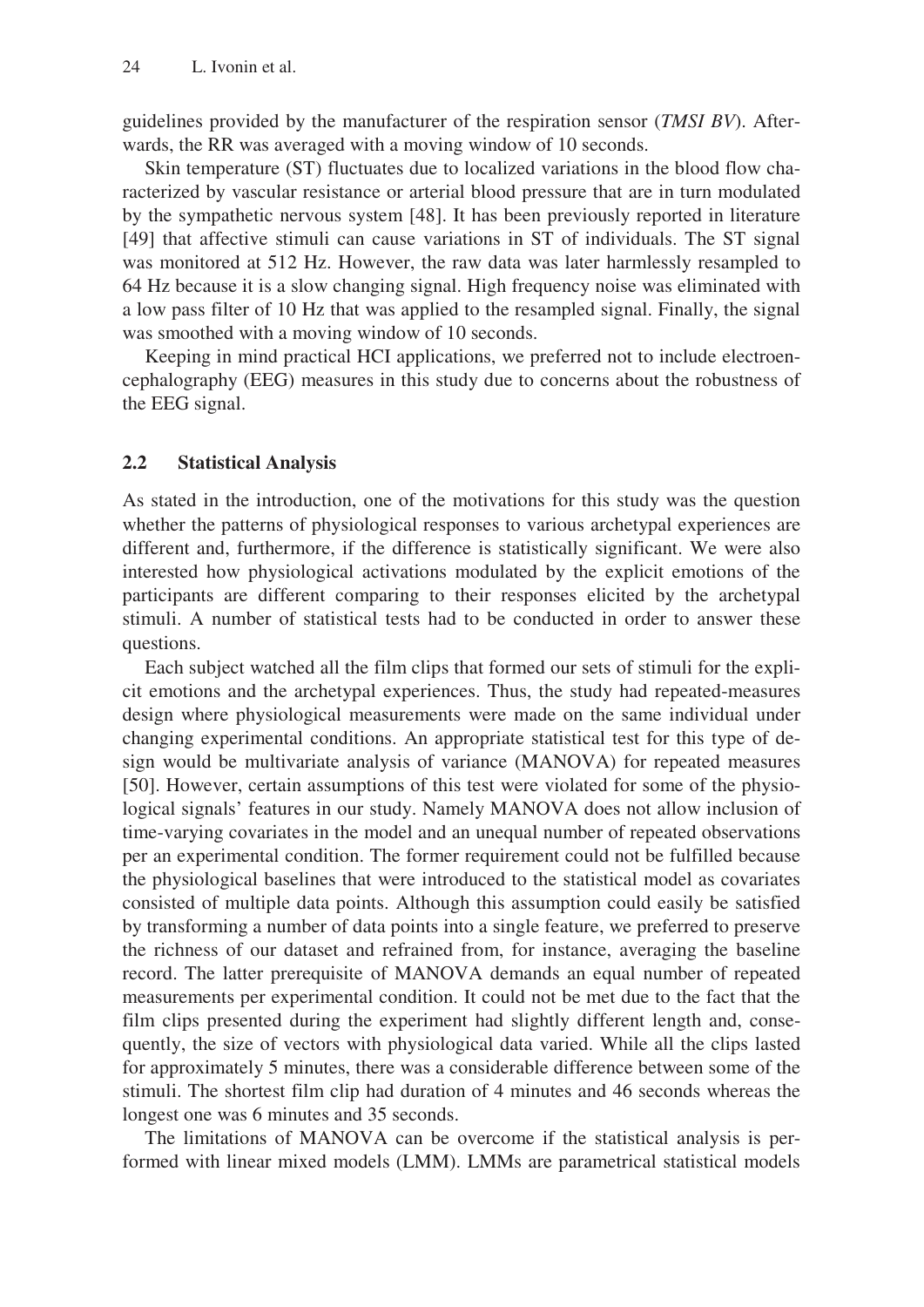guidelines provided by the manufacturer of the respiration sensor (*TMSI BV*). Afterwards, the RR was averaged with a moving window of 10 seconds.

Skin temperature (ST) fluctuates due to localized variations in the blood flow characterized by vascular resistance or arterial blood pressure that are in turn modulated by the sympathetic nervous system [48]. It has been previously reported in literature [49] that affective stimuli can cause variations in ST of individuals. The ST signal was monitored at 512 Hz. However, the raw data was later harmlessly resampled to 64 Hz because it is a slow changing signal. High frequency noise was eliminated with a low pass filter of 10 Hz that was applied to the resampled signal. Finally, the signal was smoothed with a moving window of 10 seconds.

Keeping in mind practical HCI applications, we preferred not to include electroencephalography (EEG) measures in this study due to concerns about the robustness of the EEG signal.

### 2.2 Statistical Analysis

As stated in the introduction, one of the motivations for this study was the question whether the patterns of physiological responses to various archetypal experiences are different and, furthermore, if the difference is statistically significant. We were also interested how physiological activations modulated by the explicit emotions of the participants are different comparing to their responses elicited by the archetypal stimuli. A number of statistical tests had to be conducted in order to answer these questions.

Each subject watched all the film clips that formed our sets of stimuli for the explicit emotions and the archetypal experiences. Thus, the study had repeated-measures design where physiological measurements were made on the same individual under changing experimental conditions. An appropriate statistical test for this type of design would be multivariate analysis of variance (MANOVA) for repeated measures [50]. However, certain assumptions of this test were violated for some of the physiological signals' features in our study. Namely MANOVA does not allow inclusion of time-varying covariates in the model and an unequal number of repeated observations per an experimental condition. The former requirement could not be fulfilled because the physiological baselines that were introduced to the statistical model as covariates consisted of multiple data points. Although this assumption could easily be satisfied by transforming a number of data points into a single feature, we preferred to preserve the richness of our dataset and refrained from, for instance, averaging the baseline record. The latter prerequisite of MANOVA demands an equal number of repeated measurements per experimental condition. It could not be met due to the fact that the film clips presented during the experiment had slightly different length and, consequently, the size of vectors with physiological data varied. While all the clips lasted for approximately 5 minutes, there was a considerable difference between some of the stimuli. The shortest film clip had duration of 4 minutes and 46 seconds whereas the longest one was 6 minutes and 35 seconds.

The limitations of MANOVA can be overcome if the statistical analysis is performed with linear mixed models (LMM). LMMs are parametrical statistical models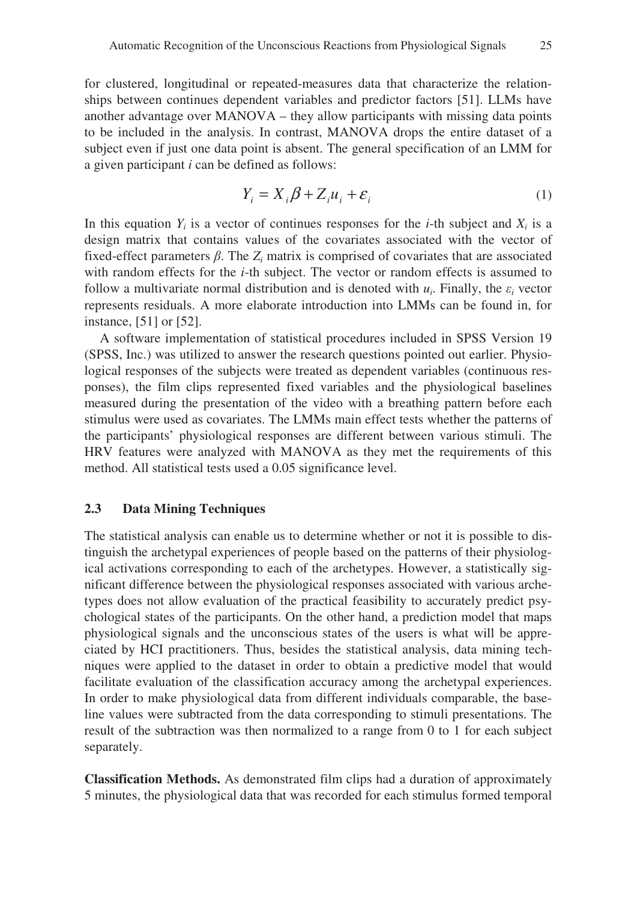for clustered, longitudinal or repeated-measures data that characterize the relationships between continues dependent variables and predictor factors [51]. LLMs have another advantage over MANOVA – they allow participants with missing data points to be included in the analysis. In contrast, MANOVA drops the entire dataset of a subject even if just one data point is absent. The general specification of an LMM for a given participant *i* can be defined as follows:

$$Y_i = X_i \beta + Z_i u_i + \varepsilon_i \tag{1}$$

In this equation $Y_i$ is a vector of continues responses for the *i*-th subject and $X_i$ is a design matrix that contains values of the covariates associated with the vector of fixed-effect parameters $\beta$. The $Z_i$ matrix is comprised of covariates that are associated with random effects for the *i*-th subject. The vector or random effects is assumed to follow a multivariate normal distribution and is denoted with $u_i$. Finally, the $\varepsilon_i$ vector represents residuals. A more elaborate introduction into LMMs can be found in, for instance, [51] or [52].

A software implementation of statistical procedures included in SPSS Version 19 (SPSS, Inc.) was utilized to answer the research questions pointed out earlier. Physiological responses of the subjects were treated as dependent variables (continuous responses), the film clips represented fixed variables and the physiological baselines measured during the presentation of the video with a breathing pattern before each stimulus were used as covariates. The LMMs main effect tests whether the patterns of the participants' physiological responses are different between various stimuli. The HRV features were analyzed with MANOVA as they met the requirements of this method. All statistical tests used a 0.05 significance level.

### 2.3 Data Mining Techniques

The statistical analysis can enable us to determine whether or not it is possible to distinguish the archetypal experiences of people based on the patterns of their physiological activations corresponding to each of the archetypes. However, a statistically significant difference between the physiological responses associated with various archetypes does not allow evaluation of the practical feasibility to accurately predict psychological states of the participants. On the other hand, a prediction model that maps physiological signals and the unconscious states of the users is what will be appreciated by HCI practitioners. Thus, besides the statistical analysis, data mining techniques were applied to the dataset in order to obtain a predictive model that would facilitate evaluation of the classification accuracy among the archetypal experiences. In order to make physiological data from different individuals comparable, the baseline values were subtracted from the data corresponding to stimuli presentations. The result of the subtraction was then normalized to a range from 0 to 1 for each subject separately.

**Classification Methods.** As demonstrated film clips had a duration of approximately 5 minutes, the physiological data that was recorded for each stimulus formed temporal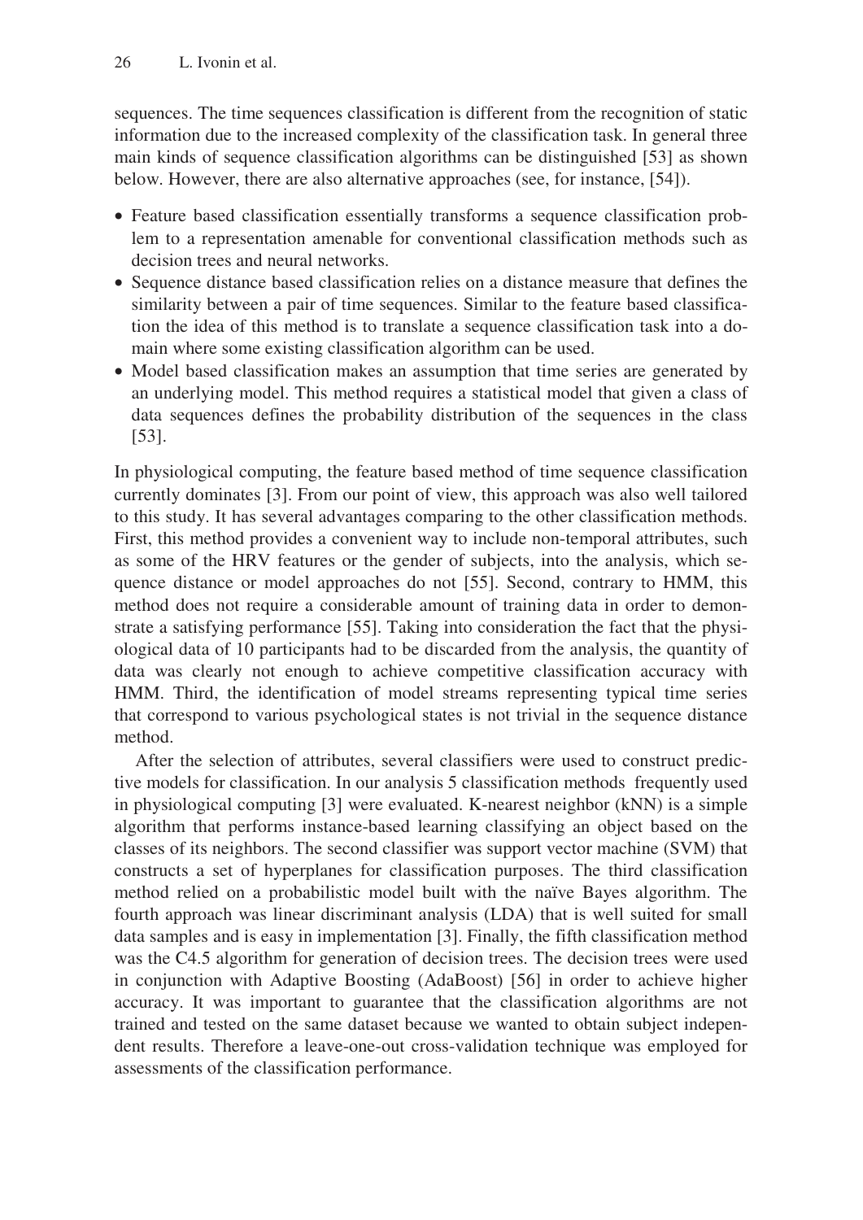sequences. The time sequences classification is different from the recognition of static information due to the increased complexity of the classification task. In general three main kinds of sequence classification algorithms can be distinguished [53] as shown below. However, there are also alternative approaches (see, for instance, [54]).

- Feature based classification essentially transforms a sequence classification problem to a representation amenable for conventional classification methods such as decision trees and neural networks.
- Sequence distance based classification relies on a distance measure that defines the similarity between a pair of time sequences. Similar to the feature based classification the idea of this method is to translate a sequence classification task into a domain where some existing classification algorithm can be used.
- Model based classification makes an assumption that time series are generated by an underlying model. This method requires a statistical model that given a class of data sequences defines the probability distribution of the sequences in the class [53].

In physiological computing, the feature based method of time sequence classification currently dominates [3]. From our point of view, this approach was also well tailored to this study. It has several advantages comparing to the other classification methods. First, this method provides a convenient way to include non-temporal attributes, such as some of the HRV features or the gender of subjects, into the analysis, which sequence distance or model approaches do not [55]. Second, contrary to HMM, this method does not require a considerable amount of training data in order to demonstrate a satisfying performance [55]. Taking into consideration the fact that the physiological data of 10 participants had to be discarded from the analysis, the quantity of data was clearly not enough to achieve competitive classification accuracy with HMM. Third, the identification of model streams representing typical time series that correspond to various psychological states is not trivial in the sequence distance method.

After the selection of attributes, several classifiers were used to construct predictive models for classification. In our analysis 5 classification methods frequently used in physiological computing [3] were evaluated. K-nearest neighbor (kNN) is a simple algorithm that performs instance-based learning classifying an object based on the classes of its neighbors. The second classifier was support vector machine (SVM) that constructs a set of hyperplanes for classification purposes. The third classification method relied on a probabilistic model built with the naïve Bayes algorithm. The fourth approach was linear discriminant analysis (LDA) that is well suited for small data samples and is easy in implementation [3]. Finally, the fifth classification method was the C4.5 algorithm for generation of decision trees. The decision trees were used in conjunction with Adaptive Boosting (AdaBoost) [56] in order to achieve higher accuracy. It was important to guarantee that the classification algorithms are not trained and tested on the same dataset because we wanted to obtain subject independent results. Therefore a leave-one-out cross-validation technique was employed for assessments of the classification performance.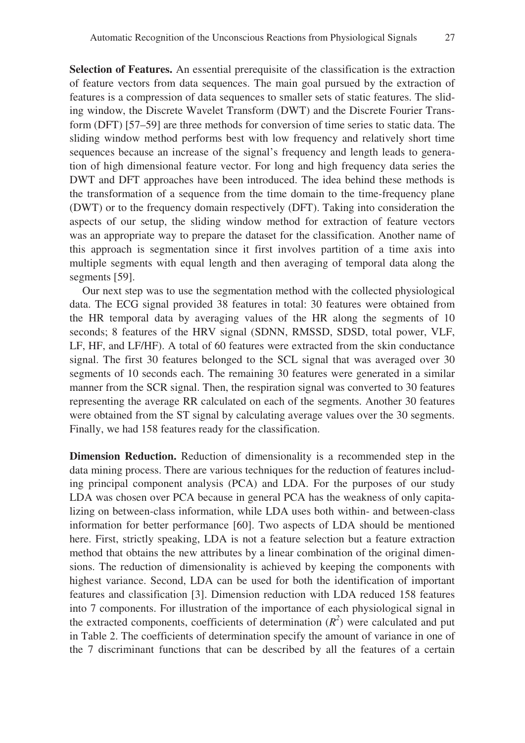**Selection of Features.** An essential prerequisite of the classification is the extraction of feature vectors from data sequences. The main goal pursued by the extraction of features is a compression of data sequences to smaller sets of static features. The sliding window, the Discrete Wavelet Transform (DWT) and the Discrete Fourier Transform (DFT) [57–59] are three methods for conversion of time series to static data. The sliding window method performs best with low frequency and relatively short time sequences because an increase of the signal's frequency and length leads to generation of high dimensional feature vector. For long and high frequency data series the DWT and DFT approaches have been introduced. The idea behind these methods is the transformation of a sequence from the time domain to the time-frequency plane (DWT) or to the frequency domain respectively (DFT). Taking into consideration the aspects of our setup, the sliding window method for extraction of feature vectors was an appropriate way to prepare the dataset for the classification. Another name of this approach is segmentation since it first involves partition of a time axis into multiple segments with equal length and then averaging of temporal data along the segments [59].

Our next step was to use the segmentation method with the collected physiological data. The ECG signal provided 38 features in total: 30 features were obtained from the HR temporal data by averaging values of the HR along the segments of 10 seconds; 8 features of the HRV signal (SDNN, RMSSD, SDSD, total power, VLF, LF, HF, and LF/HF). A total of 60 features were extracted from the skin conductance signal. The first 30 features belonged to the SCL signal that was averaged over 30 segments of 10 seconds each. The remaining 30 features were generated in a similar manner from the SCR signal. Then, the respiration signal was converted to 30 features representing the average RR calculated on each of the segments. Another 30 features were obtained from the ST signal by calculating average values over the 30 segments. Finally, we had 158 features ready for the classification.

**Dimension Reduction.** Reduction of dimensionality is a recommended step in the data mining process. There are various techniques for the reduction of features including principal component analysis (PCA) and LDA. For the purposes of our study LDA was chosen over PCA because in general PCA has the weakness of only capitalizing on between-class information, while LDA uses both within- and between-class information for better performance [60]. Two aspects of LDA should be mentioned here. First, strictly speaking, LDA is not a feature selection but a feature extraction method that obtains the new attributes by a linear combination of the original dimensions. The reduction of dimensionality is achieved by keeping the components with highest variance. Second, LDA can be used for both the identification of important features and classification [3]. Dimension reduction with LDA reduced 158 features into 7 components. For illustration of the importance of each physiological signal in the extracted components, coefficients of determination ($R^2$) were calculated and put in Table 2. The coefficients of determination specify the amount of variance in one of the 7 discriminant functions that can be described by all the features of a certain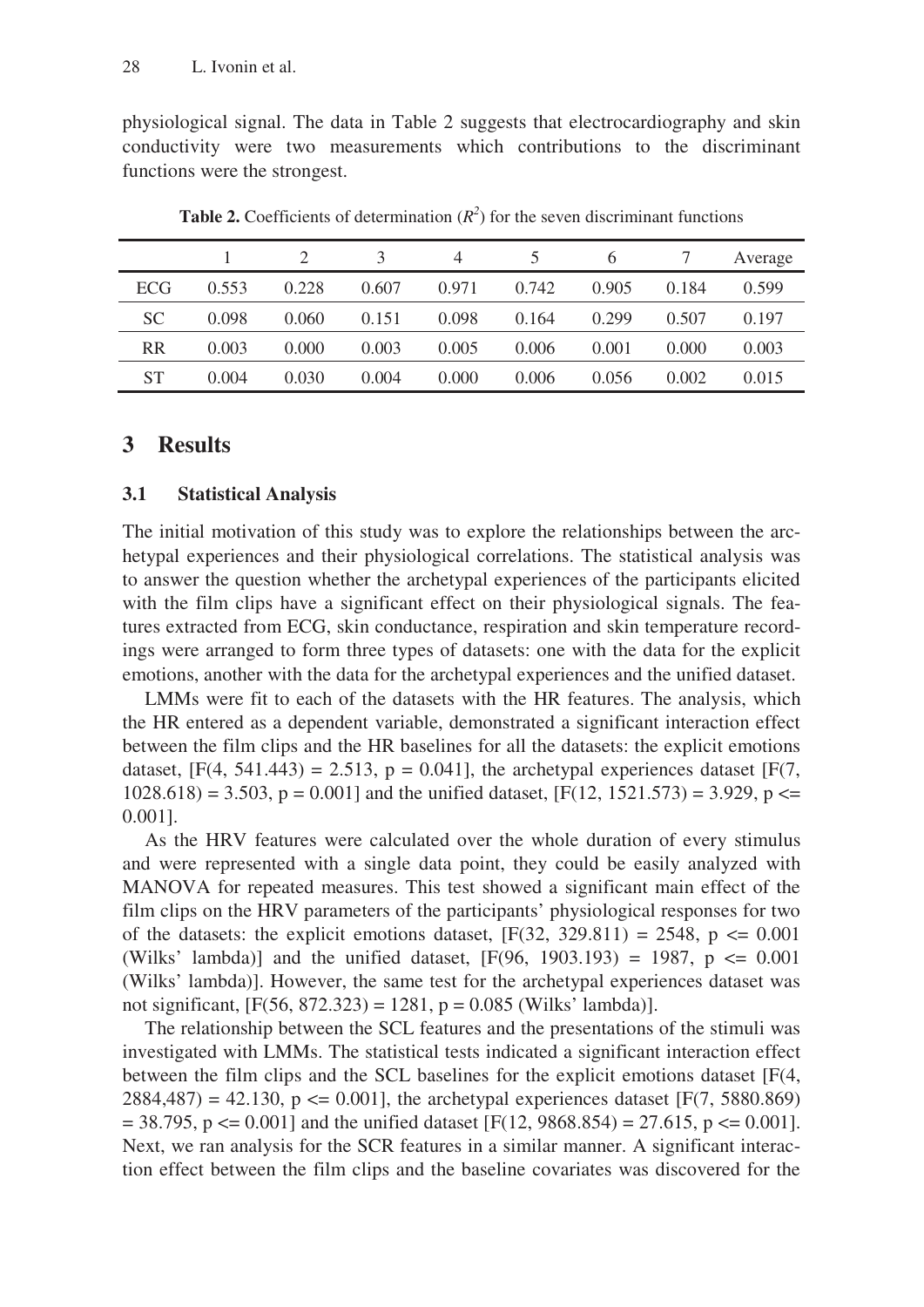physiological signal. The data in Table 2 suggests that electrocardiography and skin conductivity were two measurements which contributions to the discriminant functions were the strongest.

**Table 2.** Coefficients of determination ($R^2$) for the seven discriminant functions

| | 1 | 2 | 3 | 4 | 5 | 6 | 7 | Average |
|---|---|---|---|---|---|---|---|---|
| ECG | 0.553 | 0.228 | 0.607 | 0.971 | 0.742 | 0.905 | 0.184 | 0.599 |
| SC | 0.098 | 0.060 | 0.151 | 0.098 | 0.164 | 0.299 | 0.507 | 0.197 |
| RR | 0.003 | 0.000 | 0.003 | 0.005 | 0.006 | 0.001 | 0.000 | 0.003 |
| ST | 0.004 | 0.030 | 0.004 | 0.000 | 0.006 | 0.056 | 0.002 | 0.015 |

## 3 Results

### 3.1 Statistical Analysis

The initial motivation of this study was to explore the relationships between the archetypal experiences and their physiological correlations. The statistical analysis was to answer the question whether the archetypal experiences of the participants elicited with the film clips have a significant effect on their physiological signals. The features extracted from ECG, skin conductance, respiration and skin temperature recordings were arranged to form three types of datasets: one with the data for the explicit emotions, another with the data for the archetypal experiences and the unified dataset.

LMMs were fit to each of the datasets with the HR features. The analysis, which the HR entered as a dependent variable, demonstrated a significant interaction effect between the film clips and the HR baselines for all the datasets: the explicit emotions dataset, [$F(4, 541.443) = 2.513$, $p = 0.041$], the archetypal experiences dataset [$F(7, 1028.618) = 3.503$, $p = 0.001$] and the unified dataset, [$F(12, 1521.573) = 3.929$, $p <= 0.001$].

As the HRV features were calculated over the whole duration of every stimulus and were represented with a single data point, they could be easily analyzed with MANOVA for repeated measures. This test showed a significant main effect of the film clips on the HRV parameters of the participants' physiological responses for two of the datasets: the explicit emotions dataset, [$F(32, 329.811) = 2548$, $p <= 0.001$ (Wilks' lambda)] and the unified dataset, [$F(96, 1903.193) = 1987$, $p <= 0.001$ (Wilks' lambda)]. However, the same test for the archetypal experiences dataset was not significant, [$F(56, 872.323) = 1281$, $p = 0.085$ (Wilks' lambda)].

The relationship between the SCL features and the presentations of the stimuli was investigated with LMMs. The statistical tests indicated a significant interaction effect between the film clips and the SCL baselines for the explicit emotions dataset [$F(4, 2884,487) = 42.130$, $p <= 0.001$], the archetypal experiences dataset [$F(7, 5880.869) = 38.795$, $p <= 0.001$] and the unified dataset [$F(12, 9868.854) = 27.615$, $p <= 0.001$]. Next, we ran analysis for the SCR features in a similar manner. A significant interaction effect between the film clips and the baseline covariates was discovered for the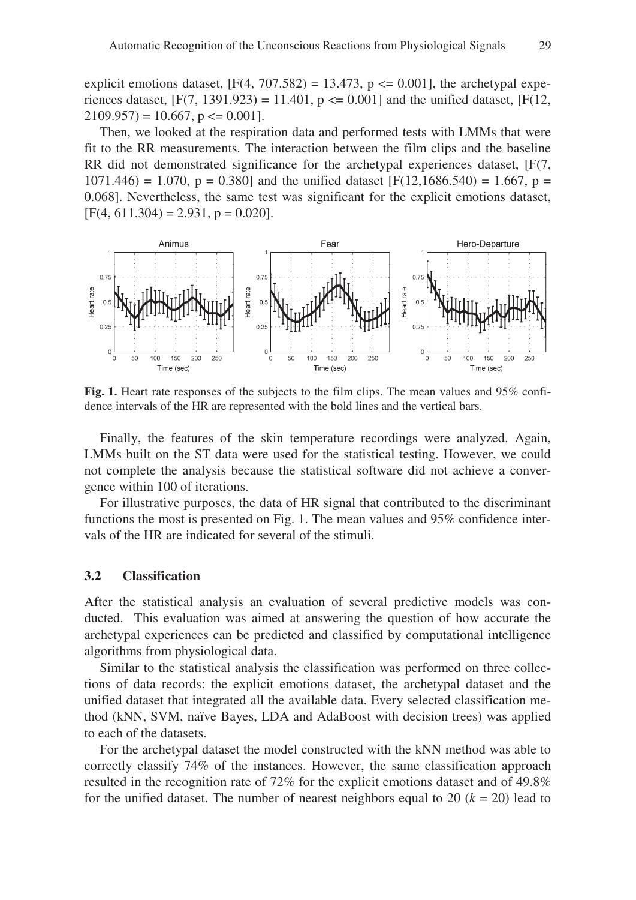explicit emotions dataset, $[F(4, 707.582) = 13.473, p <= 0.001]$, the archetypal experiences dataset, $[F(7, 1391.923) = 11.401, p <= 0.001]$ and the unified dataset, $[F(12, 2109.957) = 10.667, p <= 0.001]$.

Then, we looked at the respiration data and performed tests with LMMs that were fit to the RR measurements. The interaction between the film clips and the baseline RR did not demonstrated significance for the archetypal experiences dataset, $[F(7, 1071.446) = 1.070, p = 0.380]$ and the unified dataset $[F(12,1686.540) = 1.667, p = 0.068]$. Nevertheless, the same test was significant for the explicit emotions dataset, $[F(4, 611.304) = 2.931, p = 0.020]$.

**Fig. 1.** Heart rate responses of the subjects to the film clips. The mean values and 95% confidence intervals of the HR are represented with the bold lines and the vertical bars.

Finally, the features of the skin temperature recordings were analyzed. Again, LMMs built on the ST data were used for the statistical testing. However, we could not complete the analysis because the statistical software did not achieve a convergence within 100 of iterations.

For illustrative purposes, the data of HR signal that contributed to the discriminant functions the most is presented on Fig. 1. The mean values and 95% confidence intervals of the HR are indicated for several of the stimuli.

### 3.2 Classification

After the statistical analysis an evaluation of several predictive models was conducted. This evaluation was aimed at answering the question of how accurate the archetypal experiences can be predicted and classified by computational intelligence algorithms from physiological data.

Similar to the statistical analysis the classification was performed on three collections of data records: the explicit emotions dataset, the archetypal dataset and the unified dataset that integrated all the available data. Every selected classification method (kNN, SVM, naïve Bayes, LDA and AdaBoost with decision trees) was applied to each of the datasets.

For the archetypal dataset the model constructed with the kNN method was able to correctly classify 74% of the instances. However, the same classification approach resulted in the recognition rate of 72% for the explicit emotions dataset and of 49.8% for the unified dataset. The number of nearest neighbors equal to 20 ($k = 20$) lead to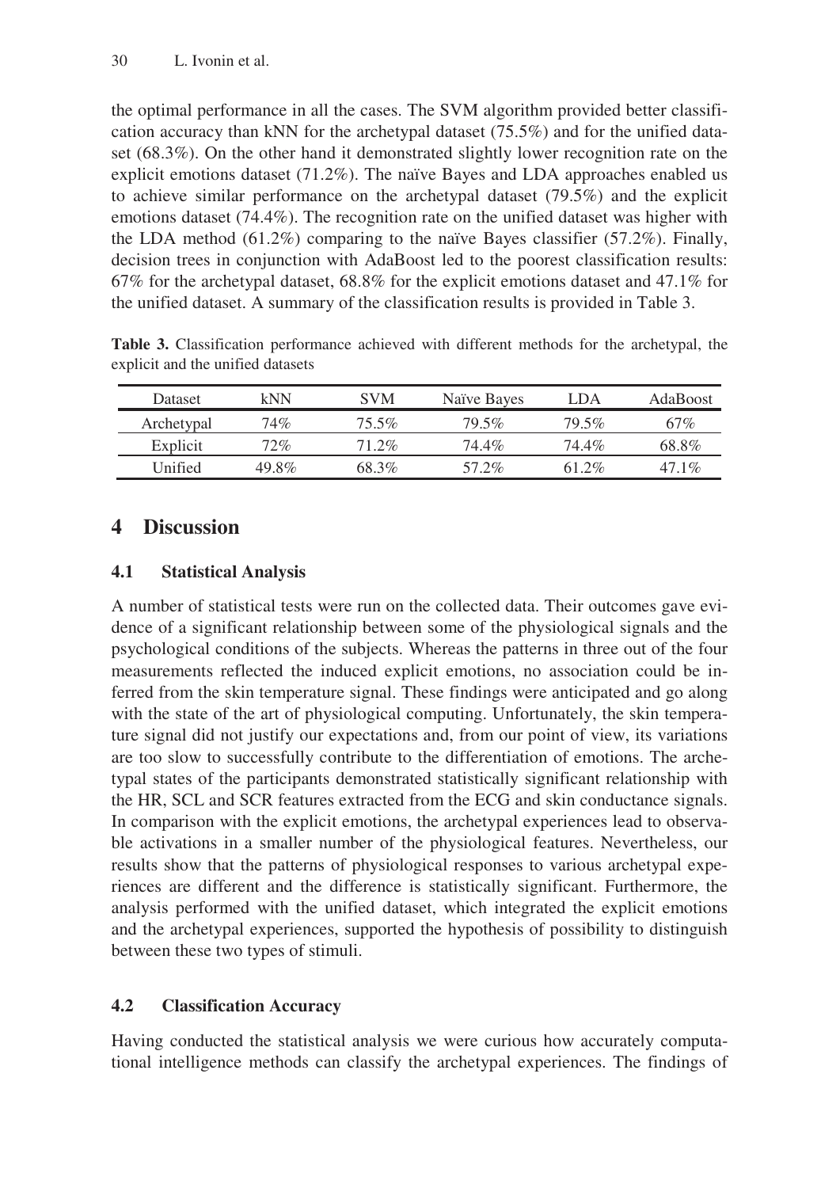the optimal performance in all the cases. The SVM algorithm provided better classification accuracy than kNN for the archetypal dataset (75.5%) and for the unified dataset (68.3%). On the other hand it demonstrated slightly lower recognition rate on the explicit emotions dataset (71.2%). The naïve Bayes and LDA approaches enabled us to achieve similar performance on the archetypal dataset (79.5%) and the explicit emotions dataset (74.4%). The recognition rate on the unified dataset was higher with the LDA method (61.2%) comparing to the naïve Bayes classifier (57.2%). Finally, decision trees in conjunction with AdaBoost led to the poorest classification results: 67% for the archetypal dataset, 68.8% for the explicit emotions dataset and 47.1% for the unified dataset. A summary of the classification results is provided in Table 3.

**Table 3.** Classification performance achieved with different methods for the archetypal, the explicit and the unified datasets

| Dataset | kNN | SVM | Naïve Bayes | LDA | AdaBoost |
|---|---|---|---|---|---|
| Archetypal | 74% | 75.5% | 79.5% | 79.5% | 67% |
| Explicit | 72% | 71.2% | 74.4% | 74.4% | 68.8% |
| Unified | 49.8% | 68.3% | 57.2% | 61.2% | 47.1% |

# 4 Discussion

## 4.1 Statistical Analysis

A number of statistical tests were run on the collected data. Their outcomes gave evidence of a significant relationship between some of the physiological signals and the psychological conditions of the subjects. Whereas the patterns in three out of the four measurements reflected the induced explicit emotions, no association could be inferred from the skin temperature signal. These findings were anticipated and go along with the state of the art of physiological computing. Unfortunately, the skin temperature signal did not justify our expectations and, from our point of view, its variations are too slow to successfully contribute to the differentiation of emotions. The archetypal states of the participants demonstrated statistically significant relationship with the HR, SCL and SCR features extracted from the ECG and skin conductance signals. In comparison with the explicit emotions, the archetypal experiences lead to observable activations in a smaller number of the physiological features. Nevertheless, our results show that the patterns of physiological responses to various archetypal experiences are different and the difference is statistically significant. Furthermore, the analysis performed with the unified dataset, which integrated the explicit emotions and the archetypal experiences, supported the hypothesis of possibility to distinguish between these two types of stimuli.

## 4.2 Classification Accuracy

Having conducted the statistical analysis we were curious how accurately computational intelligence methods can classify the archetypal experiences. The findings of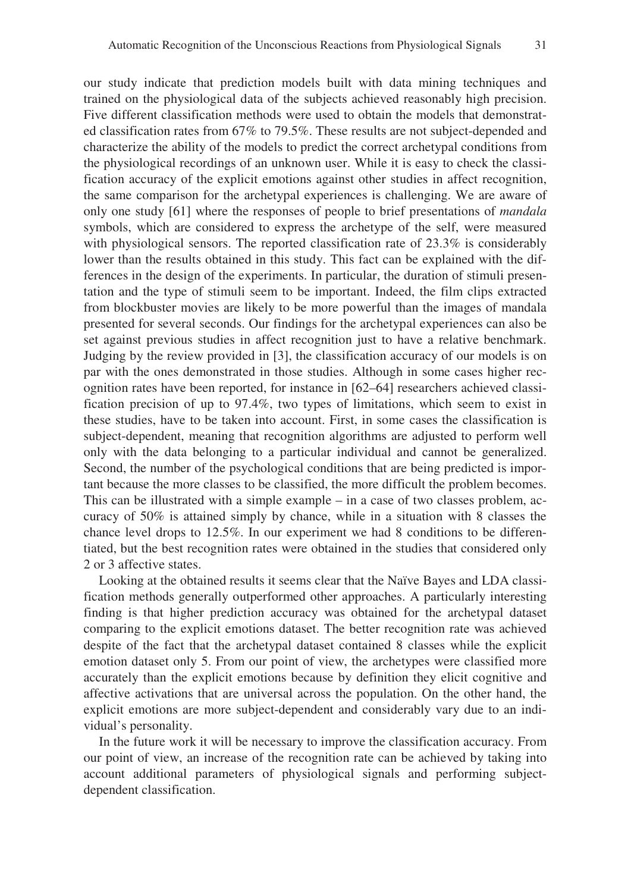our study indicate that prediction models built with data mining techniques and trained on the physiological data of the subjects achieved reasonably high precision. Five different classification methods were used to obtain the models that demonstrated classification rates from 67% to 79.5%. These results are not subject-depended and characterize the ability of the models to predict the correct archetypal conditions from the physiological recordings of an unknown user. While it is easy to check the classification accuracy of the explicit emotions against other studies in affect recognition, the same comparison for the archetypal experiences is challenging. We are aware of only one study [61] where the responses of people to brief presentations of *mandala* symbols, which are considered to express the archetype of the self, were measured with physiological sensors. The reported classification rate of 23.3% is considerably lower than the results obtained in this study. This fact can be explained with the differences in the design of the experiments. In particular, the duration of stimuli presentation and the type of stimuli seem to be important. Indeed, the film clips extracted from blockbuster movies are likely to be more powerful than the images of mandala presented for several seconds. Our findings for the archetypal experiences can also be set against previous studies in affect recognition just to have a relative benchmark. Judging by the review provided in [3], the classification accuracy of our models is on par with the ones demonstrated in those studies. Although in some cases higher recognition rates have been reported, for instance in [62–64] researchers achieved classification precision of up to 97.4%, two types of limitations, which seem to exist in these studies, have to be taken into account. First, in some cases the classification is subject-dependent, meaning that recognition algorithms are adjusted to perform well only with the data belonging to a particular individual and cannot be generalized. Second, the number of the psychological conditions that are being predicted is important because the more classes to be classified, the more difficult the problem becomes. This can be illustrated with a simple example – in a case of two classes problem, accuracy of 50% is attained simply by chance, while in a situation with 8 classes the chance level drops to 12.5%. In our experiment we had 8 conditions to be differentiated, but the best recognition rates were obtained in the studies that considered only 2 or 3 affective states.

Looking at the obtained results it seems clear that the Naïve Bayes and LDA classification methods generally outperformed other approaches. A particularly interesting finding is that higher prediction accuracy was obtained for the archetypal dataset comparing to the explicit emotions dataset. The better recognition rate was achieved despite of the fact that the archetypal dataset contained 8 classes while the explicit emotion dataset only 5. From our point of view, the archetypes were classified more accurately than the explicit emotions because by definition they elicit cognitive and affective activations that are universal across the population. On the other hand, the explicit emotions are more subject-dependent and considerably vary due to an individual's personality.

In the future work it will be necessary to improve the classification accuracy. From our point of view, an increase of the recognition rate can be achieved by taking into account additional parameters of physiological signals and performing subject-dependent classification.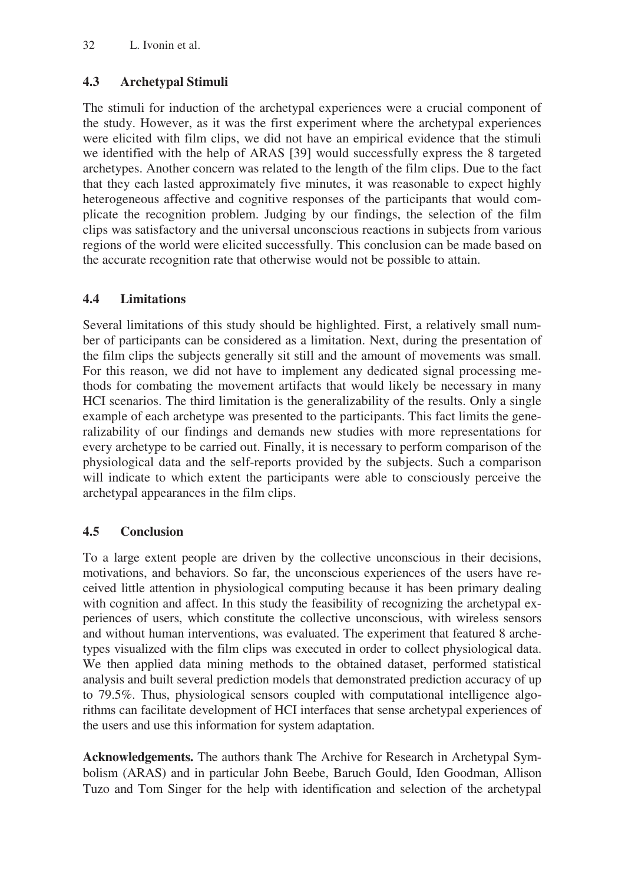### 4.3 Archetypal Stimuli

The stimuli for induction of the archetypal experiences were a crucial component of the study. However, as it was the first experiment where the archetypal experiences were elicited with film clips, we did not have an empirical evidence that the stimuli we identified with the help of ARAS [39] would successfully express the 8 targeted archetypes. Another concern was related to the length of the film clips. Due to the fact that they each lasted approximately five minutes, it was reasonable to expect highly heterogeneous affective and cognitive responses of the participants that would complicate the recognition problem. Judging by our findings, the selection of the film clips was satisfactory and the universal unconscious reactions in subjects from various regions of the world were elicited successfully. This conclusion can be made based on the accurate recognition rate that otherwise would not be possible to attain.

### 4.4 Limitations

Several limitations of this study should be highlighted. First, a relatively small number of participants can be considered as a limitation. Next, during the presentation of the film clips the subjects generally sit still and the amount of movements was small. For this reason, we did not have to implement any dedicated signal processing methods for combating the movement artifacts that would likely be necessary in many HCI scenarios. The third limitation is the generalizability of the results. Only a single example of each archetype was presented to the participants. This fact limits the generalizability of our findings and demands new studies with more representations for every archetype to be carried out. Finally, it is necessary to perform comparison of the physiological data and the self-reports provided by the subjects. Such a comparison will indicate to which extent the participants were able to consciously perceive the archetypal appearances in the film clips.

### 4.5 Conclusion

To a large extent people are driven by the collective unconscious in their decisions, motivations, and behaviors. So far, the unconscious experiences of the users have received little attention in physiological computing because it has been primary dealing with cognition and affect. In this study the feasibility of recognizing the archetypal experiences of users, which constitute the collective unconscious, with wireless sensors and without human interventions, was evaluated. The experiment that featured 8 archetypes visualized with the film clips was executed in order to collect physiological data. We then applied data mining methods to the obtained dataset, performed statistical analysis and built several prediction models that demonstrated prediction accuracy of up to 79.5%. Thus, physiological sensors coupled with computational intelligence algorithms can facilitate development of HCI interfaces that sense archetypal experiences of the users and use this information for system adaptation.

**Acknowledgements.** The authors thank The Archive for Research in Archetypal Symbolism (ARAS) and in particular John Beebe, Baruch Gould, Iden Goodman, Allison Tuzo and Tom Singer for the help with identification and selection of the archetypal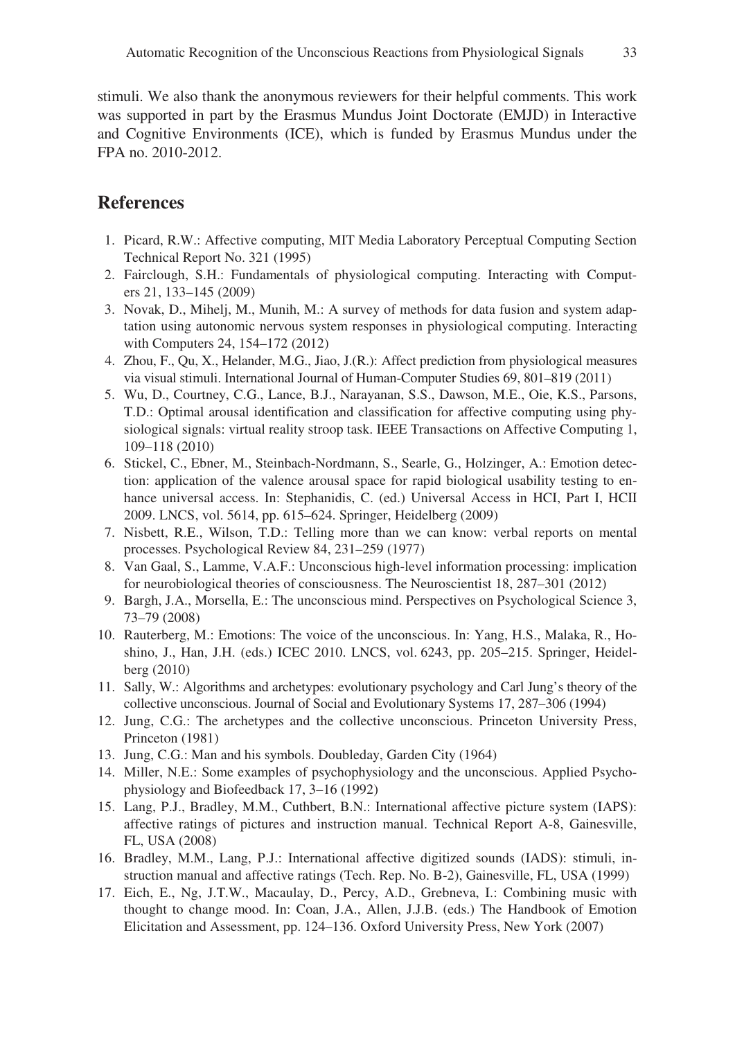stimuli. We also thank the anonymous reviewers for their helpful comments. This work was supported in part by the Erasmus Mundus Joint Doctorate (EMJD) in Interactive and Cognitive Environments (ICE), which is funded by Erasmus Mundus under the FPA no. 2010-2012.

## References

1. Picard, R.W.: Affective computing, MIT Media Laboratory Perceptual Computing Section Technical Report No. 321 (1995)
2. Fairclough, S.H.: Fundamentals of physiological computing. Interacting with Computers 21, 133–145 (2009)
3. Novak, D., Mihelj, M., Munih, M.: A survey of methods for data fusion and system adaptation using autonomic nervous system responses in physiological computing. Interacting with Computers 24, 154–172 (2012)
4. Zhou, F., Qu, X., Helander, M.G., Jiao, J.(R.): Affect prediction from physiological measures via visual stimuli. International Journal of Human-Computer Studies 69, 801–819 (2011)
5. Wu, D., Courtney, C.G., Lance, B.J., Narayanan, S.S., Dawson, M.E., Oie, K.S., Parsons, T.D.: Optimal arousal identification and classification for affective computing using physiological signals: virtual reality stroop task. IEEE Transactions on Affective Computing 1, 109–118 (2010)
6. Stickel, C., Ebner, M., Steinbach-Nordmann, S., Searle, G., Holzinger, A.: Emotion detection: application of the valence arousal space for rapid biological usability testing to enhance universal access. In: Stephanidis, C. (ed.) Universal Access in HCI, Part I, HCII 2009. LNCS, vol. 5614, pp. 615–624. Springer, Heidelberg (2009)
7. Nisbett, R.E., Wilson, T.D.: Telling more than we can know: verbal reports on mental processes. Psychological Review 84, 231–259 (1977)
8. Van Gaal, S., Lamme, V.A.F.: Unconscious high-level information processing: implication for neurobiological theories of consciousness. The Neuroscientist 18, 287–301 (2012)
9. Bargh, J.A., Morsella, E.: The unconscious mind. Perspectives on Psychological Science 3, 73–79 (2008)
10. Rauterberg, M.: Emotions: The voice of the unconscious. In: Yang, H.S., Malaka, R., Hoshino, J., Han, J.H. (eds.) ICEC 2010. LNCS, vol. 6243, pp. 205–215. Springer, Heidelberg (2010)
11. Sally, W.: Algorithms and archetypes: evolutionary psychology and Carl Jung's theory of the collective unconscious. Journal of Social and Evolutionary Systems 17, 287–306 (1994)
12. Jung, C.G.: The archetypes and the collective unconscious. Princeton University Press, Princeton (1981)
13. Jung, C.G.: Man and his symbols. Doubleday, Garden City (1964)
14. Miller, N.E.: Some examples of psychophysiology and the unconscious. Applied Psychophysiology and Biofeedback 17, 3–16 (1992)
15. Lang, P.J., Bradley, M.M., Cuthbert, B.N.: International affective picture system (IAPS): affective ratings of pictures and instruction manual. Technical Report A-8, Gainesville, FL, USA (2008)
16. Bradley, M.M., Lang, P.J.: International affective digitized sounds (IADS): stimuli, instruction manual and affective ratings (Tech. Rep. No. B-2), Gainesville, FL, USA (1999)
17. Eich, E., Ng, J.T.W., Macaulay, D., Percy, A.D., Grebneva, I.: Combining music with thought to change mood. In: Coan, J.A., Allen, J.J.B. (eds.) The Handbook of Emotion Elicitation and Assessment, pp. 124–136. Oxford University Press, New York (2007)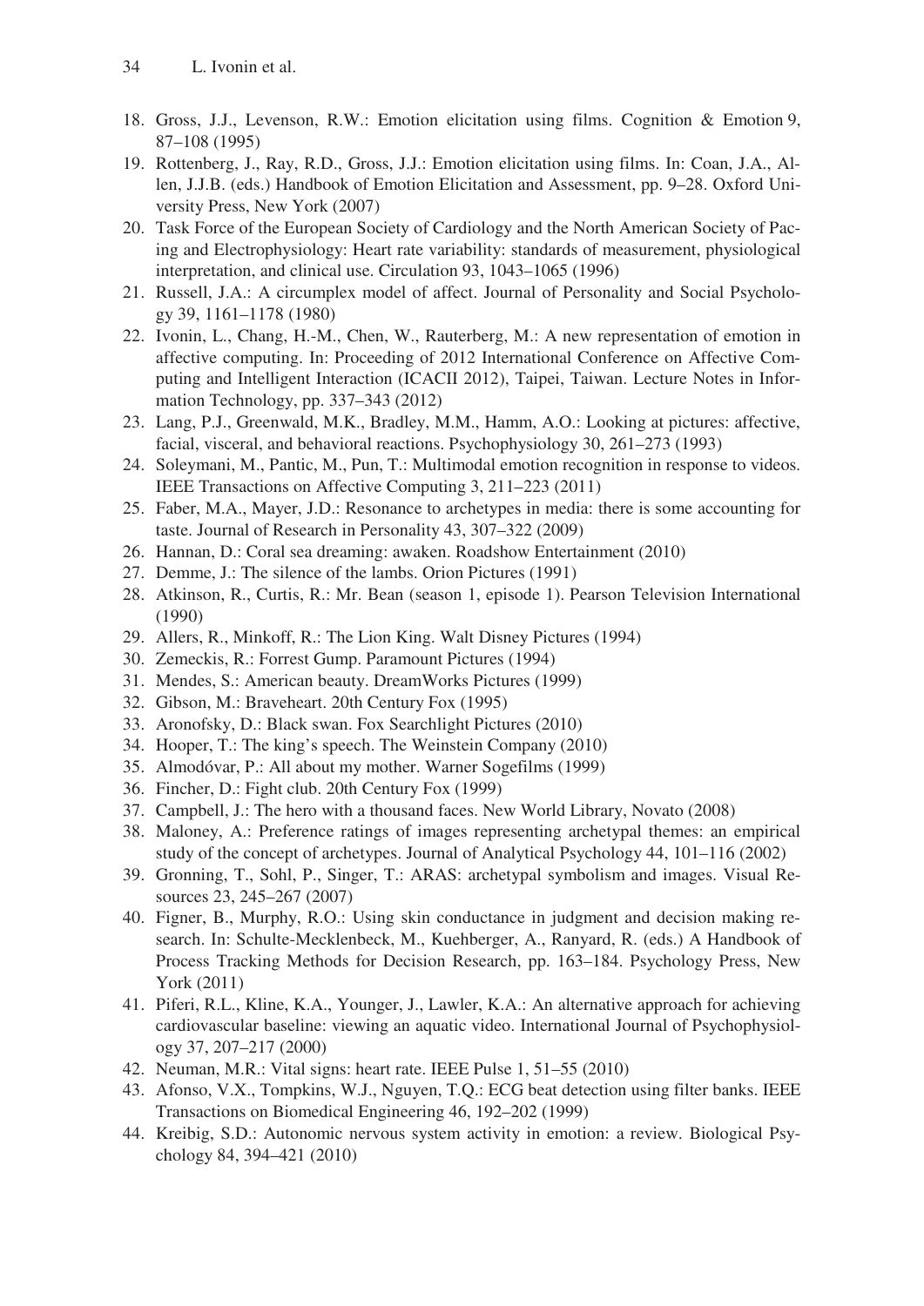18. Gross, J.J., Levenson, R.W.: Emotion elicitation using films. Cognition & Emotion 9, 87–108 (1995)
19. Rottenberg, J., Ray, R.D., Gross, J.J.: Emotion elicitation using films. In: Coan, J.A., Allen, J.J.B. (eds.) Handbook of Emotion Elicitation and Assessment, pp. 9–28. Oxford University Press, New York (2007)
20. Task Force of the European Society of Cardiology and the North American Society of Pacing and Electrophysiology: Heart rate variability: standards of measurement, physiological interpretation, and clinical use. Circulation 93, 1043–1065 (1996)
21. Russell, J.A.: A circumplex model of affect. Journal of Personality and Social Psychology 39, 1161–1178 (1980)
22. Ivonin, L., Chang, H.-M., Chen, W., Rauterberg, M.: A new representation of emotion in affective computing. In: Proceeding of 2012 International Conference on Affective Computing and Intelligent Interaction (ICACII 2012), Taipei, Taiwan. Lecture Notes in Information Technology, pp. 337–343 (2012)
23. Lang, P.J., Greenwald, M.K., Bradley, M.M., Hamm, A.O.: Looking at pictures: affective, facial, visceral, and behavioral reactions. Psychophysiology 30, 261–273 (1993)
24. Soleymani, M., Pantic, M., Pun, T.: Multimodal emotion recognition in response to videos. IEEE Transactions on Affective Computing 3, 211–223 (2011)
25. Faber, M.A., Mayer, J.D.: Resonance to archetypes in media: there is some accounting for taste. Journal of Research in Personality 43, 307–322 (2009)
26. Hannan, D.: Coral sea dreaming: awaken. Roadshow Entertainment (2010)
27. Demme, J.: The silence of the lambs. Orion Pictures (1991)
28. Atkinson, R., Curtis, R.: Mr. Bean (season 1, episode 1). Pearson Television International (1990)
29. Allers, R., Minkoff, R.: The Lion King. Walt Disney Pictures (1994)
30. Zemeckis, R.: Forrest Gump. Paramount Pictures (1994)
31. Mendes, S.: American beauty. DreamWorks Pictures (1999)
32. Gibson, M.: Braveheart. 20th Century Fox (1995)
33. Aronofsky, D.: Black swan. Fox Searchlight Pictures (2010)
34. Hooper, T.: The king's speech. The Weinstein Company (2010)
35. Almodóvar, P.: All about my mother. Warner Sogefilms (1999)
36. Fincher, D.: Fight club. 20th Century Fox (1999)
37. Campbell, J.: The hero with a thousand faces. New World Library, Novato (2008)
38. Maloney, A.: Preference ratings of images representing archetypal themes: an empirical study of the concept of archetypes. Journal of Analytical Psychology 44, 101–116 (2002)
39. Gronning, T., Sohl, P., Singer, T.: ARAS: archetypal symbolism and images. Visual Resources 23, 245–267 (2007)
40. Figner, B., Murphy, R.O.: Using skin conductance in judgment and decision making research. In: Schulte-Mecklenbeck, M., Kuehberger, A., Ranyard, R. (eds.) A Handbook of Process Tracking Methods for Decision Research, pp. 163–184. Psychology Press, New York (2011)
41. Piferi, R.L., Kline, K.A., Younger, J., Lawler, K.A.: An alternative approach for achieving cardiovascular baseline: viewing an aquatic video. International Journal of Psychophysiology 37, 207–217 (2000)
42. Neuman, M.R.: Vital signs: heart rate. IEEE Pulse 1, 51–55 (2010)
43. Afonso, V.X., Tompkins, W.J., Nguyen, T.Q.: ECG beat detection using filter banks. IEEE Transactions on Biomedical Engineering 46, 192–202 (1999)
44. Kreibig, S.D.: Autonomic nervous system activity in emotion: a review. Biological Psychology 84, 394–421 (2010)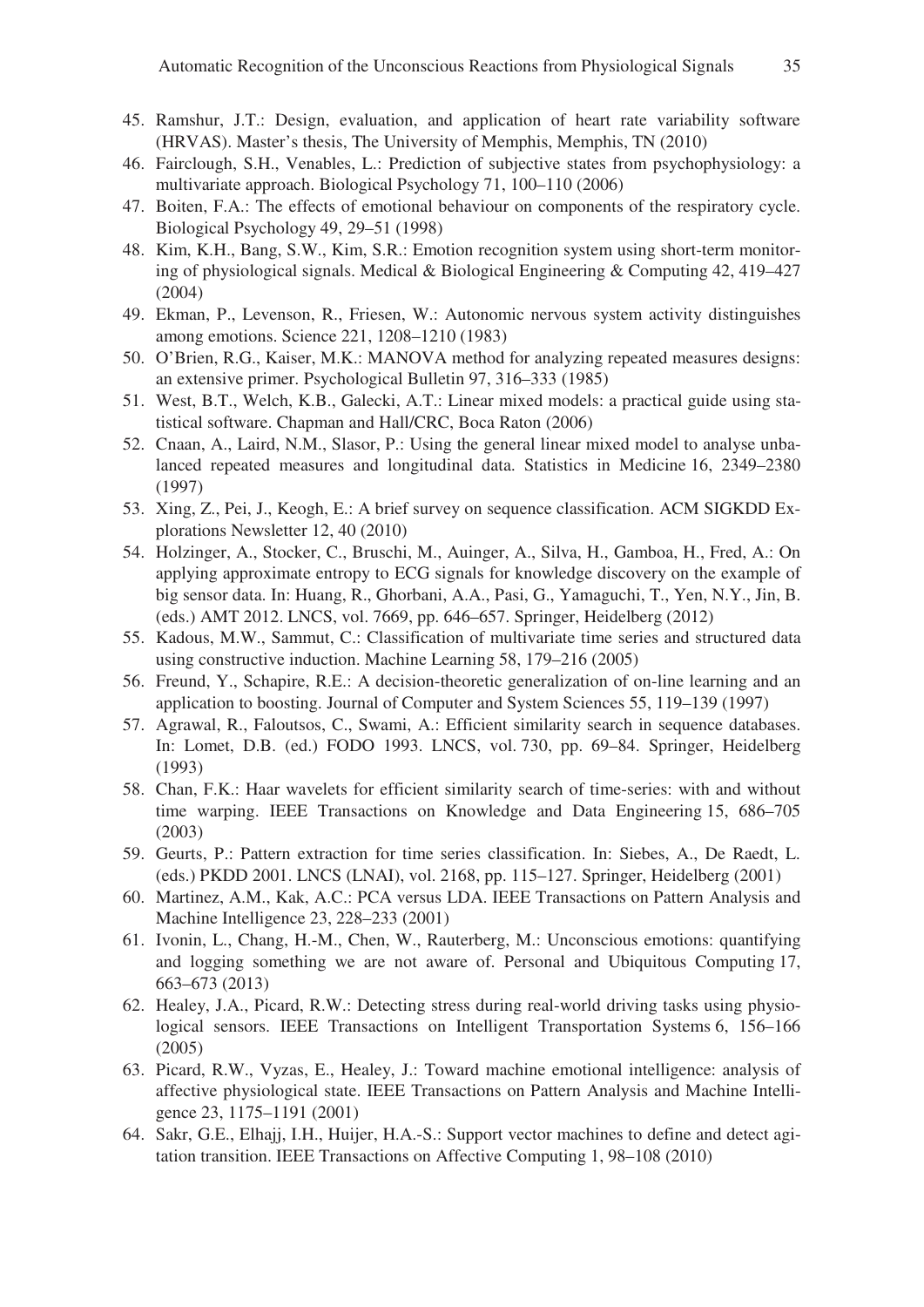45. Ramshur, J.T.: Design, evaluation, and application of heart rate variability software (HRVAS). Master's thesis, The University of Memphis, Memphis, TN (2010)
46. Fairclough, S.H., Venables, L.: Prediction of subjective states from psychophysiology: a multivariate approach. Biological Psychology 71, 100–110 (2006)
47. Boiten, F.A.: The effects of emotional behaviour on components of the respiratory cycle. Biological Psychology 49, 29–51 (1998)
48. Kim, K.H., Bang, S.W., Kim, S.R.: Emotion recognition system using short-term monitoring of physiological signals. Medical & Biological Engineering & Computing 42, 419–427 (2004)
49. Ekman, P., Levenson, R., Friesen, W.: Autonomic nervous system activity distinguishes among emotions. Science 221, 1208–1210 (1983)
50. O'Brien, R.G., Kaiser, M.K.: MANOVA method for analyzing repeated measures designs: an extensive primer. Psychological Bulletin 97, 316–333 (1985)
51. West, B.T., Welch, K.B., Galecki, A.T.: Linear mixed models: a practical guide using statistical software. Chapman and Hall/CRC, Boca Raton (2006)
52. Cnaan, A., Laird, N.M., Slasor, P.: Using the general linear mixed model to analyse unbalanced repeated measures and longitudinal data. Statistics in Medicine 16, 2349–2380 (1997)
53. Xing, Z., Pei, J., Keogh, E.: A brief survey on sequence classification. ACM SIGKDD Explorations Newsletter 12, 40 (2010)
54. Holzinger, A., Stocker, C., Bruschi, M., Auinger, A., Silva, H., Gamboa, H., Fred, A.: On applying approximate entropy to ECG signals for knowledge discovery on the example of big sensor data. In: Huang, R., Ghorbani, A.A., Pasi, G., Yamaguchi, T., Yen, N.Y., Jin, B. (eds.) AMT 2012. LNCS, vol. 7669, pp. 646–657. Springer, Heidelberg (2012)
55. Kadous, M.W., Sammut, C.: Classification of multivariate time series and structured data using constructive induction. Machine Learning 58, 179–216 (2005)
56. Freund, Y., Schapire, R.E.: A decision-theoretic generalization of on-line learning and an application to boosting. Journal of Computer and System Sciences 55, 119–139 (1997)
57. Agrawal, R., Faloutsos, C., Swami, A.: Efficient similarity search in sequence databases. In: Lomet, D.B. (ed.) FODO 1993. LNCS, vol. 730, pp. 69–84. Springer, Heidelberg (1993)
58. Chan, F.K.: Haar wavelets for efficient similarity search of time-series: with and without time warping. IEEE Transactions on Knowledge and Data Engineering 15, 686–705 (2003)
59. Geurts, P.: Pattern extraction for time series classification. In: Siebes, A., De Raedt, L. (eds.) PKDD 2001. LNCS (LNAI), vol. 2168, pp. 115–127. Springer, Heidelberg (2001)
60. Martinez, A.M., Kak, A.C.: PCA versus LDA. IEEE Transactions on Pattern Analysis and Machine Intelligence 23, 228–233 (2001)
61. Ivonin, L., Chang, H.-M., Chen, W., Rauterberg, M.: Unconscious emotions: quantifying and logging something we are not aware of. Personal and Ubiquitous Computing 17, 663–673 (2013)
62. Healey, J.A., Picard, R.W.: Detecting stress during real-world driving tasks using physiological sensors. IEEE Transactions on Intelligent Transportation Systems 6, 156–166 (2005)
63. Picard, R.W., Vyzas, E., Healey, J.: Toward machine emotional intelligence: analysis of affective physiological state. IEEE Transactions on Pattern Analysis and Machine Intelligence 23, 1175–1191 (2001)
64. Sakr, G.E., Elhajj, I.H., Huijer, H.A.-S.: Support vector machines to define and detect agitation transition. IEEE Transactions on Affective Computing 1, 98–108 (2010)